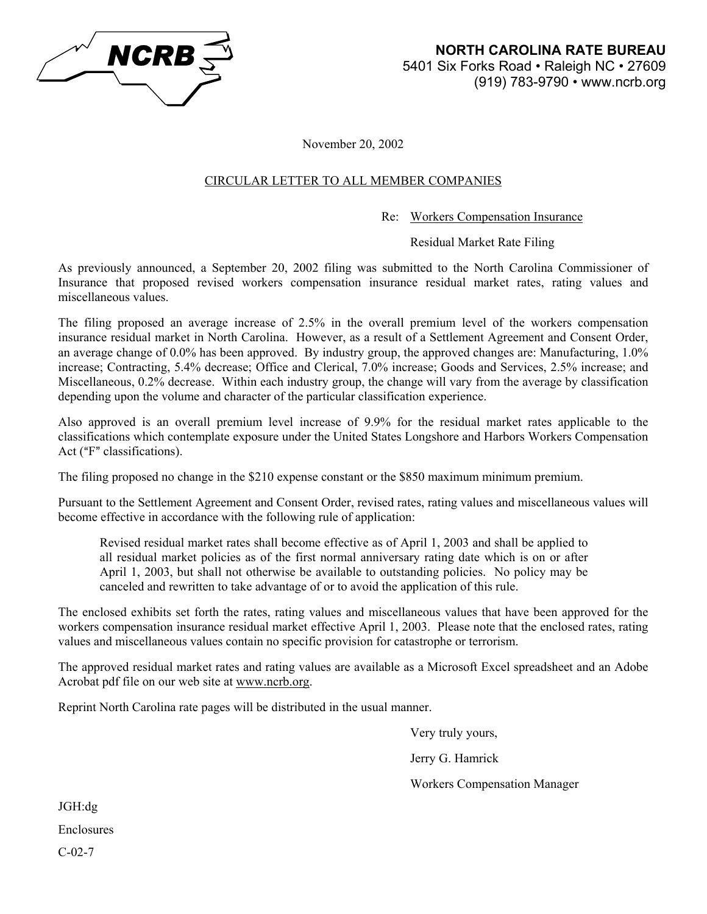**NORTH CAROLINA RATE BUREAU**
5401 Six Forks Road • Raleigh NC • 27609
(919) 783-9790 • www.ncrb.org

November 20, 2002

CIRCULAR LETTER TO ALL MEMBER COMPANIES

Re: Workers Compensation Insurance

Residual Market Rate Filing

As previously announced, a September 20, 2002 filing was submitted to the North Carolina Commissioner of Insurance that proposed revised workers compensation insurance residual market rates, rating values and miscellaneous values.

The filing proposed an average increase of 2.5% in the overall premium level of the workers compensation insurance residual market in North Carolina. However, as a result of a Settlement Agreement and Consent Order, an average change of 0.0% has been approved. By industry group, the approved changes are: Manufacturing, 1.0% increase; Contracting, 5.4% decrease; Office and Clerical, 7.0% increase; Goods and Services, 2.5% increase; and Miscellaneous, 0.2% decrease. Within each industry group, the change will vary from the average by classification depending upon the volume and character of the particular classification experience.

Also approved is an overall premium level increase of 9.9% for the residual market rates applicable to the classifications which contemplate exposure under the United States Longshore and Harbors Workers Compensation Act ("F" classifications).

The filing proposed no change in the $210 expense constant or the $850 maximum minimum premium.

Pursuant to the Settlement Agreement and Consent Order, revised rates, rating values and miscellaneous values will become effective in accordance with the following rule of application:

> Revised residual market rates shall become effective as of April 1, 2003 and shall be applied to all residual market policies as of the first normal anniversary rating date which is on or after April 1, 2003, but shall not otherwise be available to outstanding policies. No policy may be canceled and rewritten to take advantage of or to avoid the application of this rule.

The enclosed exhibits set forth the rates, rating values and miscellaneous values that have been approved for the workers compensation insurance residual market effective April 1, 2003. Please note that the enclosed rates, rating values and miscellaneous values contain no specific provision for catastrophe or terrorism.

The approved residual market rates and rating values are available as a Microsoft Excel spreadsheet and an Adobe Acrobat pdf file on our web site at www.ncrb.org.

Reprint North Carolina rate pages will be distributed in the usual manner.

Very truly yours,

Jerry G. Hamrick

Workers Compensation Manager

JGH:dg

Enclosures

C-02-7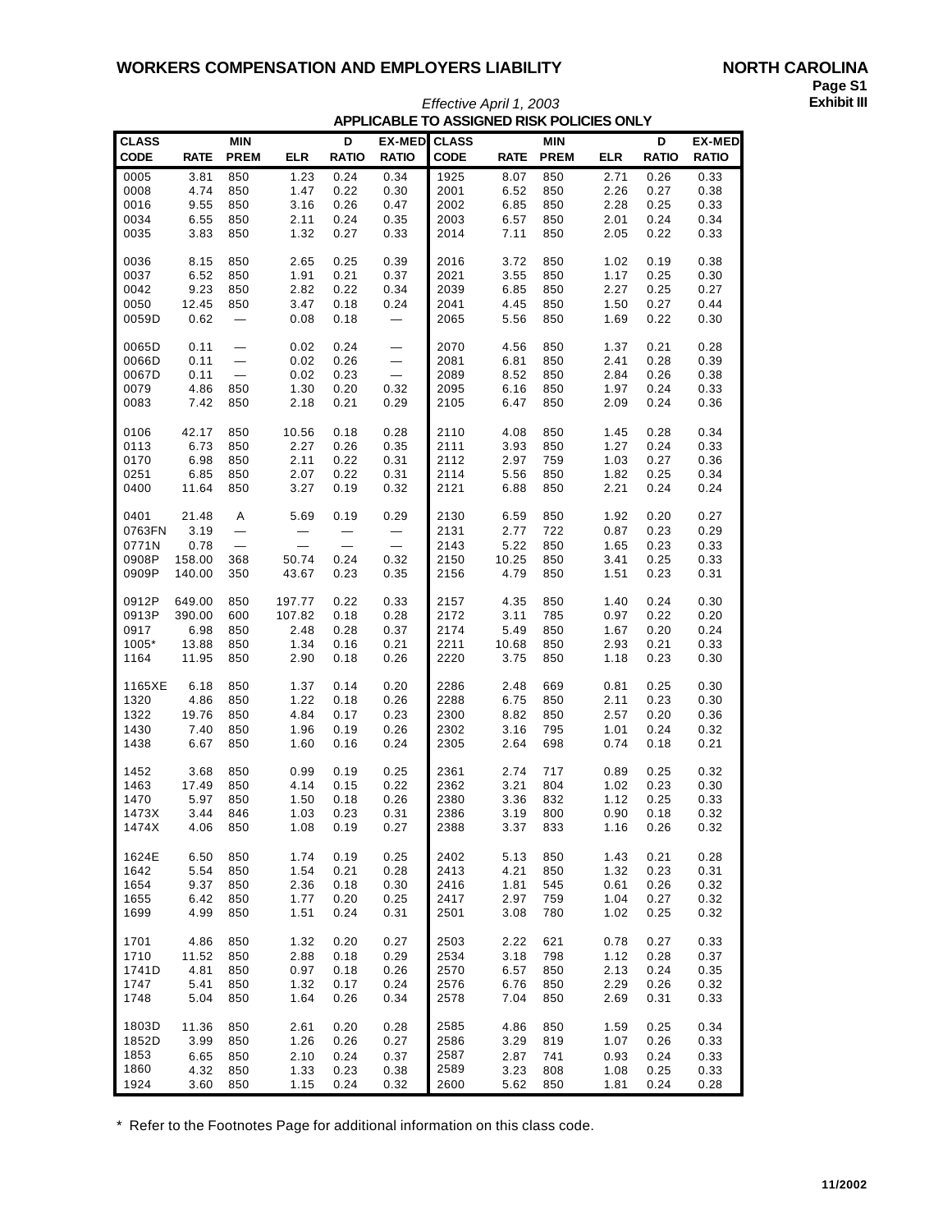# WORKERS COMPENSATION AND EMPLOYERS LIABILITY

**NORTH CAROLINA**
**Page S1**
**Exhibit III**

*Effective April 1, 2003*

**APPLICABLE TO ASSIGNED RISK POLICIES ONLY**

| CLASS CODE | RATE | MIN PREM | ELR | D RATIO | EX-MED RATIO | CLASS CODE | RATE | MIN PREM | ELR | D RATIO | EX-MED RATIO |
|---|---|---|---|---|---|---|---|---|---|---|---|
| 0005 | 3.81 | 850 | 1.23 | 0.24 | 0.34 | 1925 | 8.07 | 850 | 2.71 | 0.26 | 0.33 |
| 0008 | 4.74 | 850 | 1.47 | 0.22 | 0.30 | 2001 | 6.52 | 850 | 2.26 | 0.27 | 0.38 |
| 0016 | 9.55 | 850 | 3.16 | 0.26 | 0.47 | 2002 | 6.85 | 850 | 2.28 | 0.25 | 0.33 |
| 0034 | 6.55 | 850 | 2.11 | 0.24 | 0.35 | 2003 | 6.57 | 850 | 2.01 | 0.24 | 0.34 |
| 0035 | 3.83 | 850 | 1.32 | 0.27 | 0.33 | 2014 | 7.11 | 850 | 2.05 | 0.22 | 0.33 |
| 0036 | 8.15 | 850 | 2.65 | 0.25 | 0.39 | 2016 | 3.72 | 850 | 1.02 | 0.19 | 0.38 |
| 0037 | 6.52 | 850 | 1.91 | 0.21 | 0.37 | 2021 | 3.55 | 850 | 1.17 | 0.25 | 0.30 |
| 0042 | 9.23 | 850 | 2.82 | 0.22 | 0.34 | 2039 | 6.85 | 850 | 2.27 | 0.25 | 0.27 |
| 0050 | 12.45 | 850 | 3.47 | 0.18 | 0.24 | 2041 | 4.45 | 850 | 1.50 | 0.27 | 0.44 |
| 0059D | 0.62 | — | 0.08 | 0.18 | — | 2065 | 5.56 | 850 | 1.69 | 0.22 | 0.30 |
| 0065D | 0.11 | — | 0.02 | 0.24 | — | 2070 | 4.56 | 850 | 1.37 | 0.21 | 0.28 |
| 0066D | 0.11 | — | 0.02 | 0.26 | — | 2081 | 6.81 | 850 | 2.41 | 0.28 | 0.39 |
| 0067D | 0.11 | — | 0.02 | 0.23 | — | 2089 | 8.52 | 850 | 2.84 | 0.26 | 0.38 |
| 0079 | 4.86 | 850 | 1.30 | 0.20 | 0.32 | 2095 | 6.16 | 850 | 1.97 | 0.24 | 0.33 |
| 0083 | 7.42 | 850 | 2.18 | 0.21 | 0.29 | 2105 | 6.47 | 850 | 2.09 | 0.24 | 0.36 |
| 0106 | 42.17 | 850 | 10.56 | 0.18 | 0.28 | 2110 | 4.08 | 850 | 1.45 | 0.28 | 0.34 |
| 0113 | 6.73 | 850 | 2.27 | 0.26 | 0.35 | 2111 | 3.93 | 850 | 1.27 | 0.24 | 0.33 |
| 0170 | 6.98 | 850 | 2.11 | 0.22 | 0.31 | 2112 | 2.97 | 759 | 1.03 | 0.27 | 0.36 |
| 0251 | 6.85 | 850 | 2.07 | 0.22 | 0.31 | 2114 | 5.56 | 850 | 1.82 | 0.25 | 0.34 |
| 0400 | 11.64 | 850 | 3.27 | 0.19 | 0.32 | 2121 | 6.88 | 850 | 2.21 | 0.24 | 0.24 |
| 0401 | 21.48 | A | 5.69 | 0.19 | 0.29 | 2130 | 6.59 | 850 | 1.92 | 0.20 | 0.27 |
| 0763FN | 3.19 | — | — | — | — | 2131 | 2.77 | 722 | 0.87 | 0.23 | 0.29 |
| 0771N | 0.78 | — | — | — | — | 2143 | 5.22 | 850 | 1.65 | 0.23 | 0.33 |
| 0908P | 158.00 | 368 | 50.74 | 0.24 | 0.32 | 2150 | 10.25 | 850 | 3.41 | 0.25 | 0.33 |
| 0909P | 140.00 | 350 | 43.67 | 0.23 | 0.35 | 2156 | 4.79 | 850 | 1.51 | 0.23 | 0.31 |
| 0912P | 649.00 | 850 | 197.77 | 0.22 | 0.33 | 2157 | 4.35 | 850 | 1.40 | 0.24 | 0.30 |
| 0913P | 390.00 | 600 | 107.82 | 0.18 | 0.28 | 2172 | 3.11 | 785 | 0.97 | 0.22 | 0.20 |
| 0917 | 6.98 | 850 | 2.48 | 0.28 | 0.37 | 2174 | 5.49 | 850 | 1.67 | 0.20 | 0.24 |
| 1005* | 13.88 | 850 | 1.34 | 0.16 | 0.21 | 2211 | 10.68 | 850 | 2.93 | 0.21 | 0.33 |
| 1164 | 11.95 | 850 | 2.90 | 0.18 | 0.26 | 2220 | 3.75 | 850 | 1.18 | 0.23 | 0.30 |
| 1165XE | 6.18 | 850 | 1.37 | 0.14 | 0.20 | 2286 | 2.48 | 669 | 0.81 | 0.25 | 0.30 |
| 1320 | 4.86 | 850 | 1.22 | 0.18 | 0.26 | 2288 | 6.75 | 850 | 2.11 | 0.23 | 0.30 |
| 1322 | 19.76 | 850 | 4.84 | 0.17 | 0.23 | 2300 | 8.82 | 850 | 2.57 | 0.20 | 0.36 |
| 1430 | 7.40 | 850 | 1.96 | 0.19 | 0.26 | 2302 | 3.16 | 795 | 1.01 | 0.24 | 0.32 |
| 1438 | 6.67 | 850 | 1.60 | 0.16 | 0.24 | 2305 | 2.64 | 698 | 0.74 | 0.18 | 0.21 |
| 1452 | 3.68 | 850 | 0.99 | 0.19 | 0.25 | 2361 | 2.74 | 717 | 0.89 | 0.25 | 0.32 |
| 1463 | 17.49 | 850 | 4.14 | 0.15 | 0.22 | 2362 | 3.21 | 804 | 1.02 | 0.23 | 0.30 |
| 1470 | 5.97 | 850 | 1.50 | 0.18 | 0.26 | 2380 | 3.36 | 832 | 1.12 | 0.25 | 0.33 |
| 1473X | 3.44 | 846 | 1.03 | 0.23 | 0.31 | 2386 | 3.19 | 800 | 0.90 | 0.18 | 0.32 |
| 1474X | 4.06 | 850 | 1.08 | 0.19 | 0.27 | 2388 | 3.37 | 833 | 1.16 | 0.26 | 0.32 |
| 1624E | 6.50 | 850 | 1.74 | 0.19 | 0.25 | 2402 | 5.13 | 850 | 1.43 | 0.21 | 0.28 |
| 1642 | 5.54 | 850 | 1.54 | 0.21 | 0.28 | 2413 | 4.21 | 850 | 1.32 | 0.23 | 0.31 |
| 1654 | 9.37 | 850 | 2.36 | 0.18 | 0.30 | 2416 | 1.81 | 545 | 0.61 | 0.26 | 0.32 |
| 1655 | 6.42 | 850 | 1.77 | 0.20 | 0.25 | 2417 | 2.97 | 759 | 1.04 | 0.27 | 0.32 |
| 1699 | 4.99 | 850 | 1.51 | 0.24 | 0.31 | 2501 | 3.08 | 780 | 1.02 | 0.25 | 0.32 |
| 1701 | 4.86 | 850 | 1.32 | 0.20 | 0.27 | 2503 | 2.22 | 621 | 0.78 | 0.27 | 0.33 |
| 1710 | 11.52 | 850 | 2.88 | 0.18 | 0.29 | 2534 | 3.18 | 798 | 1.12 | 0.28 | 0.37 |
| 1741D | 4.81 | 850 | 0.97 | 0.18 | 0.26 | 2570 | 6.57 | 850 | 2.13 | 0.24 | 0.35 |
| 1747 | 5.41 | 850 | 1.32 | 0.17 | 0.24 | 2576 | 6.76 | 850 | 2.29 | 0.26 | 0.32 |
| 1748 | 5.04 | 850 | 1.64 | 0.26 | 0.34 | 2578 | 7.04 | 850 | 2.69 | 0.31 | 0.33 |
| 1803D | 11.36 | 850 | 2.61 | 0.20 | 0.28 | 2585 | 4.86 | 850 | 1.59 | 0.25 | 0.34 |
| 1852D | 3.99 | 850 | 1.26 | 0.26 | 0.27 | 2586 | 3.29 | 819 | 1.07 | 0.26 | 0.33 |
| 1853 | 6.65 | 850 | 2.10 | 0.24 | 0.37 | 2587 | 2.87 | 741 | 0.93 | 0.24 | 0.33 |
| 1860 | 4.32 | 850 | 1.33 | 0.23 | 0.38 | 2589 | 3.23 | 808 | 1.08 | 0.25 | 0.33 |
| 1924 | 3.60 | 850 | 1.15 | 0.24 | 0.32 | 2600 | 5.62 | 850 | 1.81 | 0.24 | 0.28 |

\* Refer to the Footnotes Page for additional information on this class code.

11/2002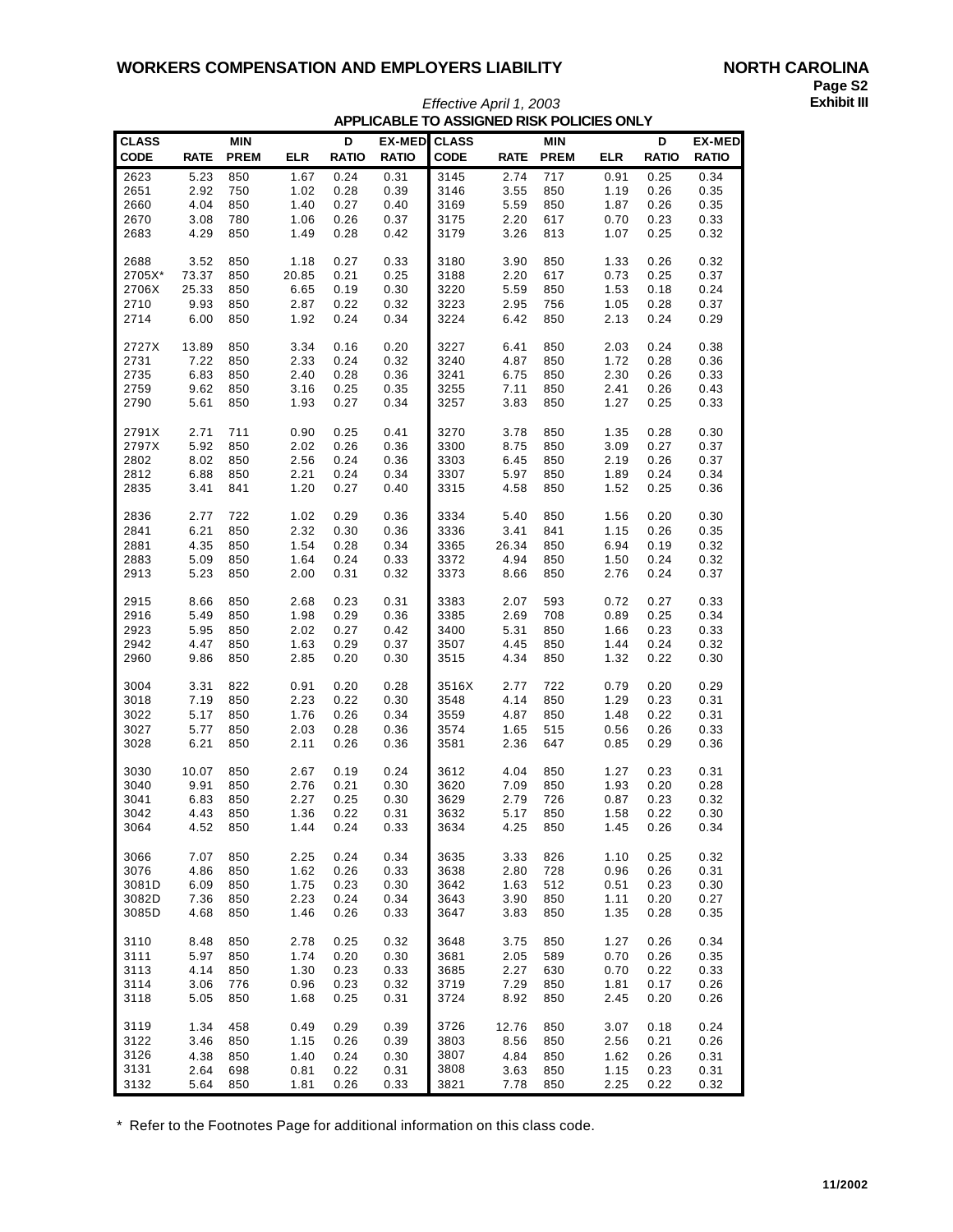# WORKERS COMPENSATION AND EMPLOYERS LIABILITY

**NORTH CAROLINA**
**Page S2**
**Exhibit III**

*Effective April 1, 2003*

**APPLICABLE TO ASSIGNED RISK POLICIES ONLY**

| CLASS CODE | RATE | MIN PREM | ELR | D RATIO | EX-MED RATIO | CLASS CODE | RATE | MIN PREM | ELR | D RATIO | EX-MED RATIO |
|---|---|---|---|---|---|---|---|---|---|---|---|
| 2623 | 5.23 | 850 | 1.67 | 0.24 | 0.31 | 3145 | 2.74 | 717 | 0.91 | 0.25 | 0.34 |
| 2651 | 2.92 | 750 | 1.02 | 0.28 | 0.39 | 3146 | 3.55 | 850 | 1.19 | 0.26 | 0.35 |
| 2660 | 4.04 | 850 | 1.40 | 0.27 | 0.40 | 3169 | 5.59 | 850 | 1.87 | 0.26 | 0.35 |
| 2670 | 3.08 | 780 | 1.06 | 0.26 | 0.37 | 3175 | 2.20 | 617 | 0.70 | 0.23 | 0.33 |
| 2683 | 4.29 | 850 | 1.49 | 0.28 | 0.42 | 3179 | 3.26 | 813 | 1.07 | 0.25 | 0.32 |
| 2688 | 3.52 | 850 | 1.18 | 0.27 | 0.33 | 3180 | 3.90 | 850 | 1.33 | 0.26 | 0.32 |
| 2705X* | 73.37 | 850 | 20.85 | 0.21 | 0.25 | 3188 | 2.20 | 617 | 0.73 | 0.25 | 0.37 |
| 2706X | 25.33 | 850 | 6.65 | 0.19 | 0.30 | 3220 | 5.59 | 850 | 1.53 | 0.18 | 0.24 |
| 2710 | 9.93 | 850 | 2.87 | 0.22 | 0.32 | 3223 | 2.95 | 756 | 1.05 | 0.28 | 0.37 |
| 2714 | 6.00 | 850 | 1.92 | 0.24 | 0.34 | 3224 | 6.42 | 850 | 2.13 | 0.24 | 0.29 |
| 2727X | 13.89 | 850 | 3.34 | 0.16 | 0.20 | 3227 | 6.41 | 850 | 2.03 | 0.24 | 0.38 |
| 2731 | 7.22 | 850 | 2.33 | 0.24 | 0.32 | 3240 | 4.87 | 850 | 1.72 | 0.28 | 0.36 |
| 2735 | 6.83 | 850 | 2.40 | 0.28 | 0.36 | 3241 | 6.75 | 850 | 2.30 | 0.26 | 0.33 |
| 2759 | 9.62 | 850 | 3.16 | 0.25 | 0.35 | 3255 | 7.11 | 850 | 2.41 | 0.26 | 0.43 |
| 2790 | 5.61 | 850 | 1.93 | 0.27 | 0.34 | 3257 | 3.83 | 850 | 1.27 | 0.25 | 0.33 |
| 2791X | 2.71 | 711 | 0.90 | 0.25 | 0.41 | 3270 | 3.78 | 850 | 1.35 | 0.28 | 0.30 |
| 2797X | 5.92 | 850 | 2.02 | 0.26 | 0.36 | 3300 | 8.75 | 850 | 3.09 | 0.27 | 0.37 |
| 2802 | 8.02 | 850 | 2.56 | 0.24 | 0.36 | 3303 | 6.45 | 850 | 2.19 | 0.26 | 0.37 |
| 2812 | 6.88 | 850 | 2.21 | 0.24 | 0.34 | 3307 | 5.97 | 850 | 1.89 | 0.24 | 0.34 |
| 2835 | 3.41 | 841 | 1.20 | 0.27 | 0.40 | 3315 | 4.58 | 850 | 1.52 | 0.25 | 0.36 |
| 2836 | 2.77 | 722 | 1.02 | 0.29 | 0.36 | 3334 | 5.40 | 850 | 1.56 | 0.20 | 0.30 |
| 2841 | 6.21 | 850 | 2.32 | 0.30 | 0.36 | 3336 | 3.41 | 841 | 1.15 | 0.26 | 0.35 |
| 2881 | 4.35 | 850 | 1.54 | 0.28 | 0.34 | 3365 | 26.34 | 850 | 6.94 | 0.19 | 0.32 |
| 2883 | 5.09 | 850 | 1.64 | 0.24 | 0.33 | 3372 | 4.94 | 850 | 1.50 | 0.24 | 0.32 |
| 2913 | 5.23 | 850 | 2.00 | 0.31 | 0.32 | 3373 | 8.66 | 850 | 2.76 | 0.24 | 0.37 |
| 2915 | 8.66 | 850 | 2.68 | 0.23 | 0.31 | 3383 | 2.07 | 593 | 0.72 | 0.27 | 0.33 |
| 2916 | 5.49 | 850 | 1.98 | 0.29 | 0.36 | 3385 | 2.69 | 708 | 0.89 | 0.25 | 0.34 |
| 2923 | 5.95 | 850 | 2.02 | 0.27 | 0.42 | 3400 | 5.31 | 850 | 1.66 | 0.23 | 0.33 |
| 2942 | 4.47 | 850 | 1.63 | 0.29 | 0.37 | 3507 | 4.45 | 850 | 1.44 | 0.24 | 0.32 |
| 2960 | 9.86 | 850 | 2.85 | 0.20 | 0.30 | 3515 | 4.34 | 850 | 1.32 | 0.22 | 0.30 |
| 3004 | 3.31 | 822 | 0.91 | 0.20 | 0.28 | 3516X | 2.77 | 722 | 0.79 | 0.20 | 0.29 |
| 3018 | 7.19 | 850 | 2.23 | 0.22 | 0.30 | 3548 | 4.14 | 850 | 1.29 | 0.23 | 0.31 |
| 3022 | 5.17 | 850 | 1.76 | 0.26 | 0.34 | 3559 | 4.87 | 850 | 1.48 | 0.22 | 0.31 |
| 3027 | 5.77 | 850 | 2.03 | 0.28 | 0.36 | 3574 | 1.65 | 515 | 0.56 | 0.26 | 0.33 |
| 3028 | 6.21 | 850 | 2.11 | 0.26 | 0.36 | 3581 | 2.36 | 647 | 0.85 | 0.29 | 0.36 |
| 3030 | 10.07 | 850 | 2.67 | 0.19 | 0.24 | 3612 | 4.04 | 850 | 1.27 | 0.23 | 0.31 |
| 3040 | 9.91 | 850 | 2.76 | 0.21 | 0.30 | 3620 | 7.09 | 850 | 1.93 | 0.20 | 0.28 |
| 3041 | 6.83 | 850 | 2.27 | 0.25 | 0.30 | 3629 | 2.79 | 726 | 0.87 | 0.23 | 0.32 |
| 3042 | 4.43 | 850 | 1.36 | 0.22 | 0.31 | 3632 | 5.17 | 850 | 1.58 | 0.22 | 0.30 |
| 3064 | 4.52 | 850 | 1.44 | 0.24 | 0.33 | 3634 | 4.25 | 850 | 1.45 | 0.26 | 0.34 |
| 3066 | 7.07 | 850 | 2.25 | 0.24 | 0.34 | 3635 | 3.33 | 826 | 1.10 | 0.25 | 0.32 |
| 3076 | 4.86 | 850 | 1.62 | 0.26 | 0.33 | 3638 | 2.80 | 728 | 0.96 | 0.26 | 0.31 |
| 3081D | 6.09 | 850 | 1.75 | 0.23 | 0.30 | 3642 | 1.63 | 512 | 0.51 | 0.23 | 0.30 |
| 3082D | 7.36 | 850 | 2.23 | 0.24 | 0.34 | 3643 | 3.90 | 850 | 1.11 | 0.20 | 0.27 |
| 3085D | 4.68 | 850 | 1.46 | 0.26 | 0.33 | 3647 | 3.83 | 850 | 1.35 | 0.28 | 0.35 |
| 3110 | 8.48 | 850 | 2.78 | 0.25 | 0.32 | 3648 | 3.75 | 850 | 1.27 | 0.26 | 0.34 |
| 3111 | 5.97 | 850 | 1.74 | 0.20 | 0.30 | 3681 | 2.05 | 589 | 0.70 | 0.26 | 0.35 |
| 3113 | 4.14 | 850 | 1.30 | 0.23 | 0.33 | 3685 | 2.27 | 630 | 0.70 | 0.22 | 0.33 |
| 3114 | 3.06 | 776 | 0.96 | 0.23 | 0.32 | 3719 | 7.29 | 850 | 1.81 | 0.17 | 0.26 |
| 3118 | 5.05 | 850 | 1.68 | 0.25 | 0.31 | 3724 | 8.92 | 850 | 2.45 | 0.20 | 0.26 |
| 3119 | 1.34 | 458 | 0.49 | 0.29 | 0.39 | 3726 | 12.76 | 850 | 3.07 | 0.18 | 0.24 |
| 3122 | 3.46 | 850 | 1.15 | 0.26 | 0.39 | 3803 | 8.56 | 850 | 2.56 | 0.21 | 0.26 |
| 3126 | 4.38 | 850 | 1.40 | 0.24 | 0.30 | 3807 | 4.84 | 850 | 1.62 | 0.26 | 0.31 |
| 3131 | 2.64 | 698 | 0.81 | 0.22 | 0.31 | 3808 | 3.63 | 850 | 1.15 | 0.23 | 0.31 |
| 3132 | 5.64 | 850 | 1.81 | 0.26 | 0.33 | 3821 | 7.78 | 850 | 2.25 | 0.22 | 0.32 |

\* Refer to the Footnotes Page for additional information on this class code.

11/2002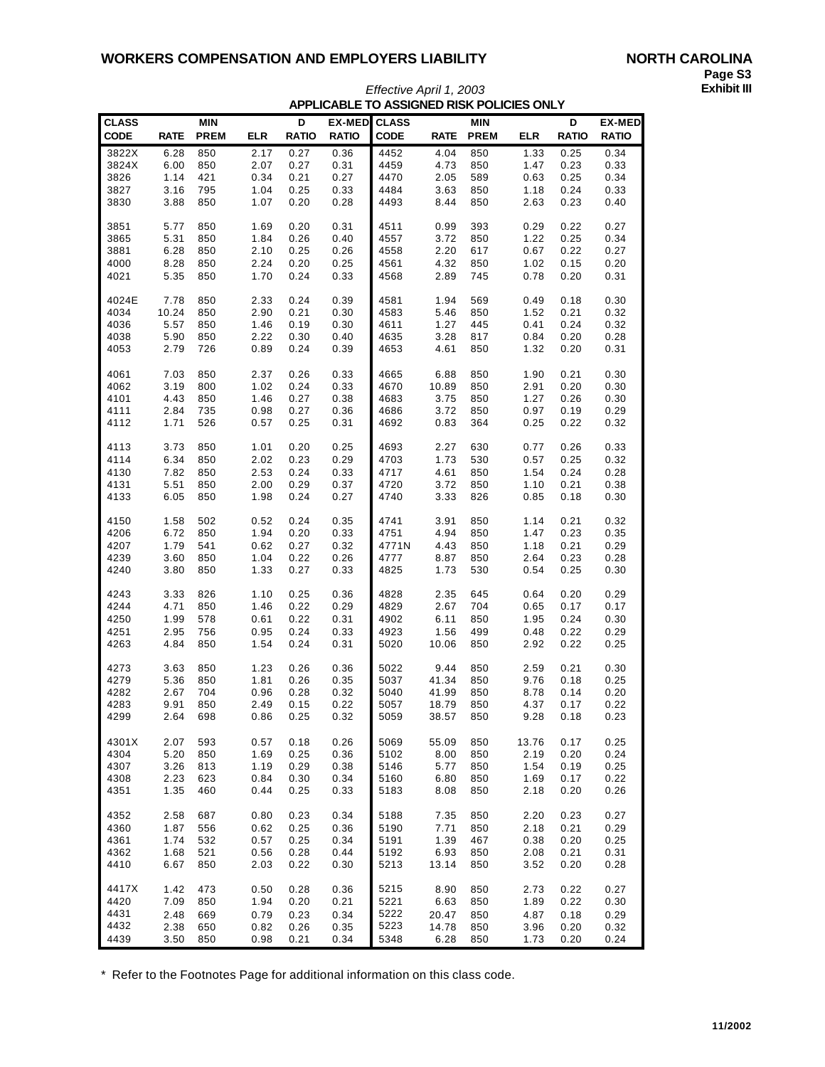# WORKERS COMPENSATION AND EMPLOYERS LIABILITY

**NORTH CAROLINA**
**Page S3**
**Exhibit III**

*Effective April 1, 2003*

**APPLICABLE TO ASSIGNED RISK POLICIES ONLY**

| CLASS CODE | RATE | MIN PREM | ELR | D RATIO | EX-MED RATIO | CLASS CODE | RATE | MIN PREM | ELR | D RATIO | EX-MED RATIO |
|---|---|---|---|---|---|---|---|---|---|---|---|
| 3822X | 6.28 | 850 | 2.17 | 0.27 | 0.36 | 4452 | 4.04 | 850 | 1.33 | 0.25 | 0.34 |
| 3824X | 6.00 | 850 | 2.07 | 0.27 | 0.31 | 4459 | 4.73 | 850 | 1.47 | 0.23 | 0.33 |
| 3826 | 1.14 | 421 | 0.34 | 0.21 | 0.27 | 4470 | 2.05 | 589 | 0.63 | 0.25 | 0.34 |
| 3827 | 3.16 | 795 | 1.04 | 0.25 | 0.33 | 4484 | 3.63 | 850 | 1.18 | 0.24 | 0.33 |
| 3830 | 3.88 | 850 | 1.07 | 0.20 | 0.28 | 4493 | 8.44 | 850 | 2.63 | 0.23 | 0.40 |
| 3851 | 5.77 | 850 | 1.69 | 0.20 | 0.31 | 4511 | 0.99 | 393 | 0.29 | 0.22 | 0.27 |
| 3865 | 5.31 | 850 | 1.84 | 0.26 | 0.40 | 4557 | 3.72 | 850 | 1.22 | 0.25 | 0.34 |
| 3881 | 6.28 | 850 | 2.10 | 0.25 | 0.26 | 4558 | 2.20 | 617 | 0.67 | 0.22 | 0.27 |
| 4000 | 8.28 | 850 | 2.24 | 0.20 | 0.25 | 4561 | 4.32 | 850 | 1.02 | 0.15 | 0.20 |
| 4021 | 5.35 | 850 | 1.70 | 0.24 | 0.33 | 4568 | 2.89 | 745 | 0.78 | 0.20 | 0.31 |
| 4024E | 7.78 | 850 | 2.33 | 0.24 | 0.39 | 4581 | 1.94 | 569 | 0.49 | 0.18 | 0.30 |
| 4034 | 10.24 | 850 | 2.90 | 0.21 | 0.30 | 4583 | 5.46 | 850 | 1.52 | 0.21 | 0.32 |
| 4036 | 5.57 | 850 | 1.46 | 0.19 | 0.30 | 4611 | 1.27 | 445 | 0.41 | 0.24 | 0.32 |
| 4038 | 5.90 | 850 | 2.22 | 0.30 | 0.40 | 4635 | 3.28 | 817 | 0.84 | 0.20 | 0.28 |
| 4053 | 2.79 | 726 | 0.89 | 0.24 | 0.39 | 4653 | 4.61 | 850 | 1.32 | 0.20 | 0.31 |
| 4061 | 7.03 | 850 | 2.37 | 0.26 | 0.33 | 4665 | 6.88 | 850 | 1.90 | 0.21 | 0.30 |
| 4062 | 3.19 | 800 | 1.02 | 0.24 | 0.33 | 4670 | 10.89 | 850 | 2.91 | 0.20 | 0.30 |
| 4101 | 4.43 | 850 | 1.46 | 0.27 | 0.38 | 4683 | 3.75 | 850 | 1.27 | 0.26 | 0.30 |
| 4111 | 2.84 | 735 | 0.98 | 0.27 | 0.36 | 4686 | 3.72 | 850 | 0.97 | 0.19 | 0.29 |
| 4112 | 1.71 | 526 | 0.57 | 0.25 | 0.31 | 4692 | 0.83 | 364 | 0.25 | 0.22 | 0.32 |
| 4113 | 3.73 | 850 | 1.01 | 0.20 | 0.25 | 4693 | 2.27 | 630 | 0.77 | 0.26 | 0.33 |
| 4114 | 6.34 | 850 | 2.02 | 0.23 | 0.29 | 4703 | 1.73 | 530 | 0.57 | 0.25 | 0.32 |
| 4130 | 7.82 | 850 | 2.53 | 0.24 | 0.33 | 4717 | 4.61 | 850 | 1.54 | 0.24 | 0.28 |
| 4131 | 5.51 | 850 | 2.00 | 0.29 | 0.37 | 4720 | 3.72 | 850 | 1.10 | 0.21 | 0.38 |
| 4133 | 6.05 | 850 | 1.98 | 0.24 | 0.27 | 4740 | 3.33 | 826 | 0.85 | 0.18 | 0.30 |
| 4150 | 1.58 | 502 | 0.52 | 0.24 | 0.35 | 4741 | 3.91 | 850 | 1.14 | 0.21 | 0.32 |
| 4206 | 6.72 | 850 | 1.94 | 0.20 | 0.33 | 4751 | 4.94 | 850 | 1.47 | 0.23 | 0.35 |
| 4207 | 1.79 | 541 | 0.62 | 0.27 | 0.32 | 4771N | 4.43 | 850 | 1.18 | 0.21 | 0.29 |
| 4239 | 3.60 | 850 | 1.04 | 0.22 | 0.26 | 4777 | 8.87 | 850 | 2.64 | 0.23 | 0.28 |
| 4240 | 3.80 | 850 | 1.33 | 0.27 | 0.33 | 4825 | 1.73 | 530 | 0.54 | 0.25 | 0.30 |
| 4243 | 3.33 | 826 | 1.10 | 0.25 | 0.36 | 4828 | 2.35 | 645 | 0.64 | 0.20 | 0.29 |
| 4244 | 4.71 | 850 | 1.46 | 0.22 | 0.29 | 4829 | 2.67 | 704 | 0.65 | 0.17 | 0.17 |
| 4250 | 1.99 | 578 | 0.61 | 0.22 | 0.31 | 4902 | 6.11 | 850 | 1.95 | 0.24 | 0.30 |
| 4251 | 2.95 | 756 | 0.95 | 0.24 | 0.33 | 4923 | 1.56 | 499 | 0.48 | 0.22 | 0.29 |
| 4263 | 4.84 | 850 | 1.54 | 0.24 | 0.31 | 5020 | 10.06 | 850 | 2.92 | 0.22 | 0.25 |
| 4273 | 3.63 | 850 | 1.23 | 0.26 | 0.36 | 5022 | 9.44 | 850 | 2.59 | 0.21 | 0.30 |
| 4279 | 5.36 | 850 | 1.81 | 0.26 | 0.35 | 5037 | 41.34 | 850 | 9.76 | 0.18 | 0.25 |
| 4282 | 2.67 | 704 | 0.96 | 0.28 | 0.32 | 5040 | 41.99 | 850 | 8.78 | 0.14 | 0.20 |
| 4283 | 9.91 | 850 | 2.49 | 0.15 | 0.22 | 5057 | 18.79 | 850 | 4.37 | 0.17 | 0.22 |
| 4299 | 2.64 | 698 | 0.86 | 0.25 | 0.32 | 5059 | 38.57 | 850 | 9.28 | 0.18 | 0.23 |
| 4301X | 2.07 | 593 | 0.57 | 0.18 | 0.26 | 5069 | 55.09 | 850 | 13.76 | 0.17 | 0.25 |
| 4304 | 5.20 | 850 | 1.69 | 0.25 | 0.36 | 5102 | 8.00 | 850 | 2.19 | 0.20 | 0.24 |
| 4307 | 3.26 | 813 | 1.19 | 0.29 | 0.38 | 5146 | 5.77 | 850 | 1.54 | 0.19 | 0.25 |
| 4308 | 2.23 | 623 | 0.84 | 0.30 | 0.34 | 5160 | 6.80 | 850 | 1.69 | 0.17 | 0.22 |
| 4351 | 1.35 | 460 | 0.44 | 0.25 | 0.33 | 5183 | 8.08 | 850 | 2.18 | 0.20 | 0.26 |
| 4352 | 2.58 | 687 | 0.80 | 0.23 | 0.34 | 5188 | 7.35 | 850 | 2.20 | 0.23 | 0.27 |
| 4360 | 1.87 | 556 | 0.62 | 0.25 | 0.36 | 5190 | 7.71 | 850 | 2.18 | 0.21 | 0.29 |
| 4361 | 1.74 | 532 | 0.57 | 0.25 | 0.34 | 5191 | 1.39 | 467 | 0.38 | 0.20 | 0.25 |
| 4362 | 1.68 | 521 | 0.56 | 0.28 | 0.44 | 5192 | 6.93 | 850 | 2.08 | 0.21 | 0.31 |
| 4410 | 6.67 | 850 | 2.03 | 0.22 | 0.30 | 5213 | 13.14 | 850 | 3.52 | 0.20 | 0.28 |
| 4417X | 1.42 | 473 | 0.50 | 0.28 | 0.36 | 5215 | 8.90 | 850 | 2.73 | 0.22 | 0.27 |
| 4420 | 7.09 | 850 | 1.94 | 0.20 | 0.21 | 5221 | 6.63 | 850 | 1.89 | 0.22 | 0.30 |
| 4431 | 2.48 | 669 | 0.79 | 0.23 | 0.34 | 5222 | 20.47 | 850 | 4.87 | 0.18 | 0.29 |
| 4432 | 2.38 | 650 | 0.82 | 0.26 | 0.35 | 5223 | 14.78 | 850 | 3.96 | 0.20 | 0.32 |
| 4439 | 3.50 | 850 | 0.98 | 0.21 | 0.34 | 5348 | 6.28 | 850 | 1.73 | 0.20 | 0.24 |

\* Refer to the Footnotes Page for additional information on this class code.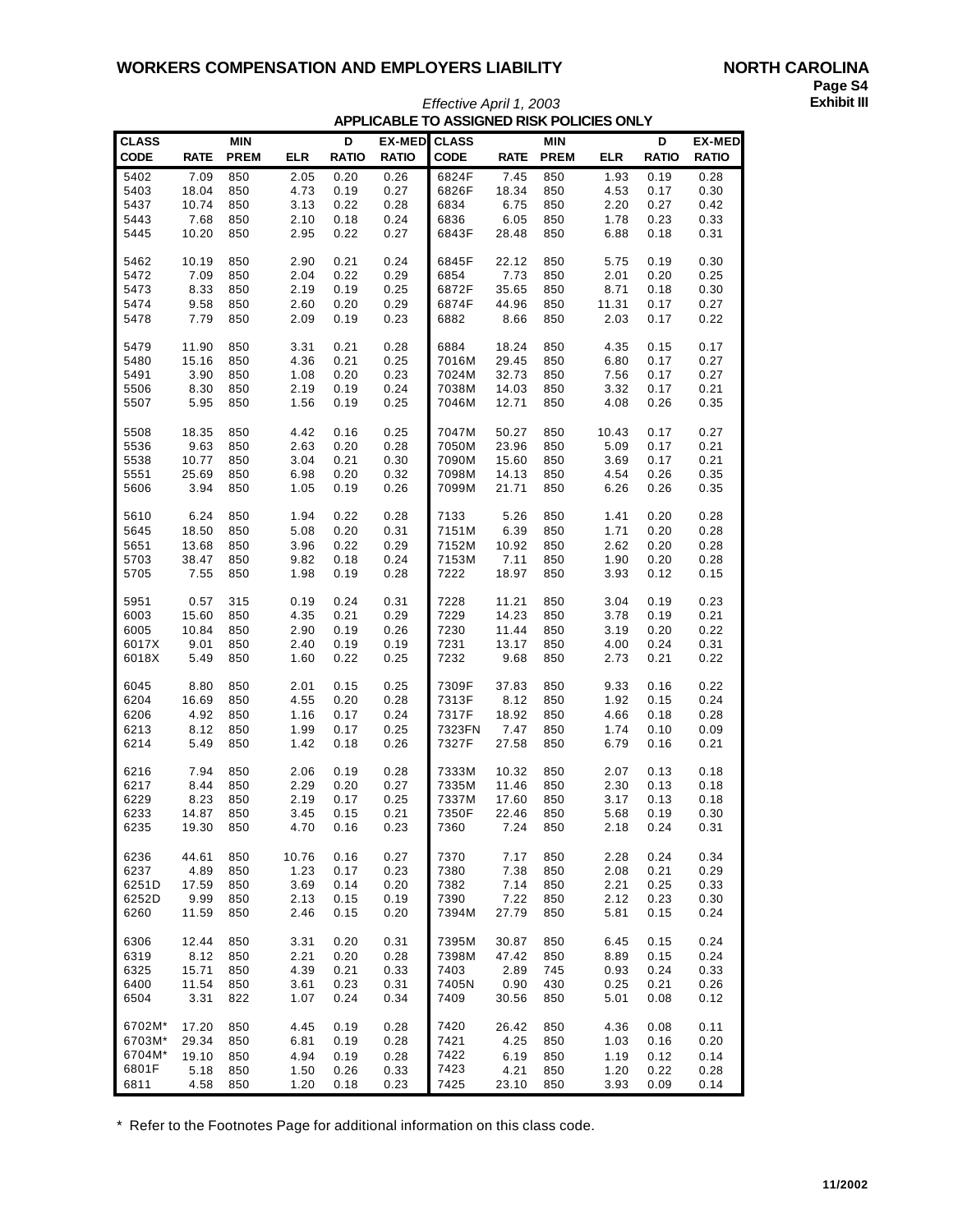# WORKERS COMPENSATION AND EMPLOYERS LIABILITY

**NORTH CAROLINA**
**Page S4**
**Exhibit III**

*Effective April 1, 2003*

**APPLICABLE TO ASSIGNED RISK POLICIES ONLY**

| CLASS CODE | RATE | MIN PREM | ELR | D RATIO | EX-MED RATIO | CLASS CODE | RATE | MIN PREM | ELR | D RATIO | EX-MED RATIO |
|---|---|---|---|---|---|---|---|---|---|---|---|
| 5402 | 7.09 | 850 | 2.05 | 0.20 | 0.26 | 6824F | 7.45 | 850 | 1.93 | 0.19 | 0.28 |
| 5403 | 18.04 | 850 | 4.73 | 0.19 | 0.27 | 6826F | 18.34 | 850 | 4.53 | 0.17 | 0.30 |
| 5437 | 10.74 | 850 | 3.13 | 0.22 | 0.28 | 6834 | 6.75 | 850 | 2.20 | 0.27 | 0.42 |
| 5443 | 7.68 | 850 | 2.10 | 0.18 | 0.24 | 6836 | 6.05 | 850 | 1.78 | 0.23 | 0.33 |
| 5445 | 10.20 | 850 | 2.95 | 0.22 | 0.27 | 6843F | 28.48 | 850 | 6.88 | 0.18 | 0.31 |
| 5462 | 10.19 | 850 | 2.90 | 0.21 | 0.24 | 6845F | 22.12 | 850 | 5.75 | 0.19 | 0.30 |
| 5472 | 7.09 | 850 | 2.04 | 0.22 | 0.29 | 6854 | 7.73 | 850 | 2.01 | 0.20 | 0.25 |
| 5473 | 8.33 | 850 | 2.19 | 0.19 | 0.25 | 6872F | 35.65 | 850 | 8.71 | 0.18 | 0.30 |
| 5474 | 9.58 | 850 | 2.60 | 0.20 | 0.29 | 6874F | 44.96 | 850 | 11.31 | 0.17 | 0.27 |
| 5478 | 7.79 | 850 | 2.09 | 0.19 | 0.23 | 6882 | 8.66 | 850 | 2.03 | 0.17 | 0.22 |
| 5479 | 11.90 | 850 | 3.31 | 0.21 | 0.28 | 6884 | 18.24 | 850 | 4.35 | 0.15 | 0.17 |
| 5480 | 15.16 | 850 | 4.36 | 0.21 | 0.25 | 7016M | 29.45 | 850 | 6.80 | 0.17 | 0.27 |
| 5491 | 3.90 | 850 | 1.08 | 0.20 | 0.23 | 7024M | 32.73 | 850 | 7.56 | 0.17 | 0.27 |
| 5506 | 8.30 | 850 | 2.19 | 0.19 | 0.24 | 7038M | 14.03 | 850 | 3.32 | 0.17 | 0.21 |
| 5507 | 5.95 | 850 | 1.56 | 0.19 | 0.25 | 7046M | 12.71 | 850 | 4.08 | 0.26 | 0.35 |
| 5508 | 18.35 | 850 | 4.42 | 0.16 | 0.25 | 7047M | 50.27 | 850 | 10.43 | 0.17 | 0.27 |
| 5536 | 9.63 | 850 | 2.63 | 0.20 | 0.28 | 7050M | 23.96 | 850 | 5.09 | 0.17 | 0.21 |
| 5538 | 10.77 | 850 | 3.04 | 0.21 | 0.30 | 7090M | 15.60 | 850 | 3.69 | 0.17 | 0.21 |
| 5551 | 25.69 | 850 | 6.98 | 0.20 | 0.32 | 7098M | 14.13 | 850 | 4.54 | 0.26 | 0.35 |
| 5606 | 3.94 | 850 | 1.05 | 0.19 | 0.26 | 7099M | 21.71 | 850 | 6.26 | 0.26 | 0.35 |
| 5610 | 6.24 | 850 | 1.94 | 0.22 | 0.28 | 7133 | 5.26 | 850 | 1.41 | 0.20 | 0.28 |
| 5645 | 18.50 | 850 | 5.08 | 0.20 | 0.31 | 7151M | 6.39 | 850 | 1.71 | 0.20 | 0.28 |
| 5651 | 13.68 | 850 | 3.96 | 0.22 | 0.29 | 7152M | 10.92 | 850 | 2.62 | 0.20 | 0.28 |
| 5703 | 38.47 | 850 | 9.82 | 0.18 | 0.24 | 7153M | 7.11 | 850 | 1.90 | 0.20 | 0.28 |
| 5705 | 7.55 | 850 | 1.98 | 0.19 | 0.28 | 7222 | 18.97 | 850 | 3.93 | 0.12 | 0.15 |
| 5951 | 0.57 | 315 | 0.19 | 0.24 | 0.31 | 7228 | 11.21 | 850 | 3.04 | 0.19 | 0.23 |
| 6003 | 15.60 | 850 | 4.35 | 0.21 | 0.29 | 7229 | 14.23 | 850 | 3.78 | 0.19 | 0.21 |
| 6005 | 10.84 | 850 | 2.90 | 0.19 | 0.26 | 7230 | 11.44 | 850 | 3.19 | 0.20 | 0.22 |
| 6017X | 9.01 | 850 | 2.40 | 0.19 | 0.19 | 7231 | 13.17 | 850 | 4.00 | 0.24 | 0.31 |
| 6018X | 5.49 | 850 | 1.60 | 0.22 | 0.25 | 7232 | 9.68 | 850 | 2.73 | 0.21 | 0.22 |
| 6045 | 8.80 | 850 | 2.01 | 0.15 | 0.25 | 7309F | 37.83 | 850 | 9.33 | 0.16 | 0.22 |
| 6204 | 16.69 | 850 | 4.55 | 0.20 | 0.28 | 7313F | 8.12 | 850 | 1.92 | 0.15 | 0.24 |
| 6206 | 4.92 | 850 | 1.16 | 0.17 | 0.24 | 7317F | 18.92 | 850 | 4.66 | 0.18 | 0.28 |
| 6213 | 8.12 | 850 | 1.99 | 0.17 | 0.25 | 7323FN | 7.47 | 850 | 1.74 | 0.10 | 0.09 |
| 6214 | 5.49 | 850 | 1.42 | 0.18 | 0.26 | 7327F | 27.58 | 850 | 6.79 | 0.16 | 0.21 |
| 6216 | 7.94 | 850 | 2.06 | 0.19 | 0.28 | 7333M | 10.32 | 850 | 2.07 | 0.13 | 0.18 |
| 6217 | 8.44 | 850 | 2.29 | 0.20 | 0.27 | 7335M | 11.46 | 850 | 2.30 | 0.13 | 0.18 |
| 6229 | 8.23 | 850 | 2.19 | 0.17 | 0.25 | 7337M | 17.60 | 850 | 3.17 | 0.13 | 0.18 |
| 6233 | 14.87 | 850 | 3.45 | 0.15 | 0.21 | 7350F | 22.46 | 850 | 5.68 | 0.19 | 0.30 |
| 6235 | 19.30 | 850 | 4.70 | 0.16 | 0.23 | 7360 | 7.24 | 850 | 2.18 | 0.24 | 0.31 |
| 6236 | 44.61 | 850 | 10.76 | 0.16 | 0.27 | 7370 | 7.17 | 850 | 2.28 | 0.24 | 0.34 |
| 6237 | 4.89 | 850 | 1.23 | 0.17 | 0.23 | 7380 | 7.38 | 850 | 2.08 | 0.21 | 0.29 |
| 6251D | 17.59 | 850 | 3.69 | 0.14 | 0.20 | 7382 | 7.14 | 850 | 2.21 | 0.25 | 0.33 |
| 6252D | 9.99 | 850 | 2.13 | 0.15 | 0.19 | 7390 | 7.22 | 850 | 2.12 | 0.23 | 0.30 |
| 6260 | 11.59 | 850 | 2.46 | 0.15 | 0.20 | 7394M | 27.79 | 850 | 5.81 | 0.15 | 0.24 |
| 6306 | 12.44 | 850 | 3.31 | 0.20 | 0.31 | 7395M | 30.87 | 850 | 6.45 | 0.15 | 0.24 |
| 6319 | 8.12 | 850 | 2.21 | 0.20 | 0.28 | 7398M | 47.42 | 850 | 8.89 | 0.15 | 0.24 |
| 6325 | 15.71 | 850 | 4.39 | 0.21 | 0.33 | 7403 | 2.89 | 745 | 0.93 | 0.24 | 0.33 |
| 6400 | 11.54 | 850 | 3.61 | 0.23 | 0.31 | 7405N | 0.90 | 430 | 0.25 | 0.21 | 0.26 |
| 6504 | 3.31 | 822 | 1.07 | 0.24 | 0.34 | 7409 | 30.56 | 850 | 5.01 | 0.08 | 0.12 |
| 6702M* | 17.20 | 850 | 4.45 | 0.19 | 0.28 | 7420 | 26.42 | 850 | 4.36 | 0.08 | 0.11 |
| 6703M* | 29.34 | 850 | 6.81 | 0.19 | 0.28 | 7421 | 4.25 | 850 | 1.03 | 0.16 | 0.20 |
| 6704M* | 19.10 | 850 | 4.94 | 0.19 | 0.28 | 7422 | 6.19 | 850 | 1.19 | 0.12 | 0.14 |
| 6801F | 5.18 | 850 | 1.50 | 0.26 | 0.33 | 7423 | 4.21 | 850 | 1.20 | 0.22 | 0.28 |
| 6811 | 4.58 | 850 | 1.20 | 0.18 | 0.23 | 7425 | 23.10 | 850 | 3.93 | 0.09 | 0.14 |

\* Refer to the Footnotes Page for additional information on this class code.

11/2002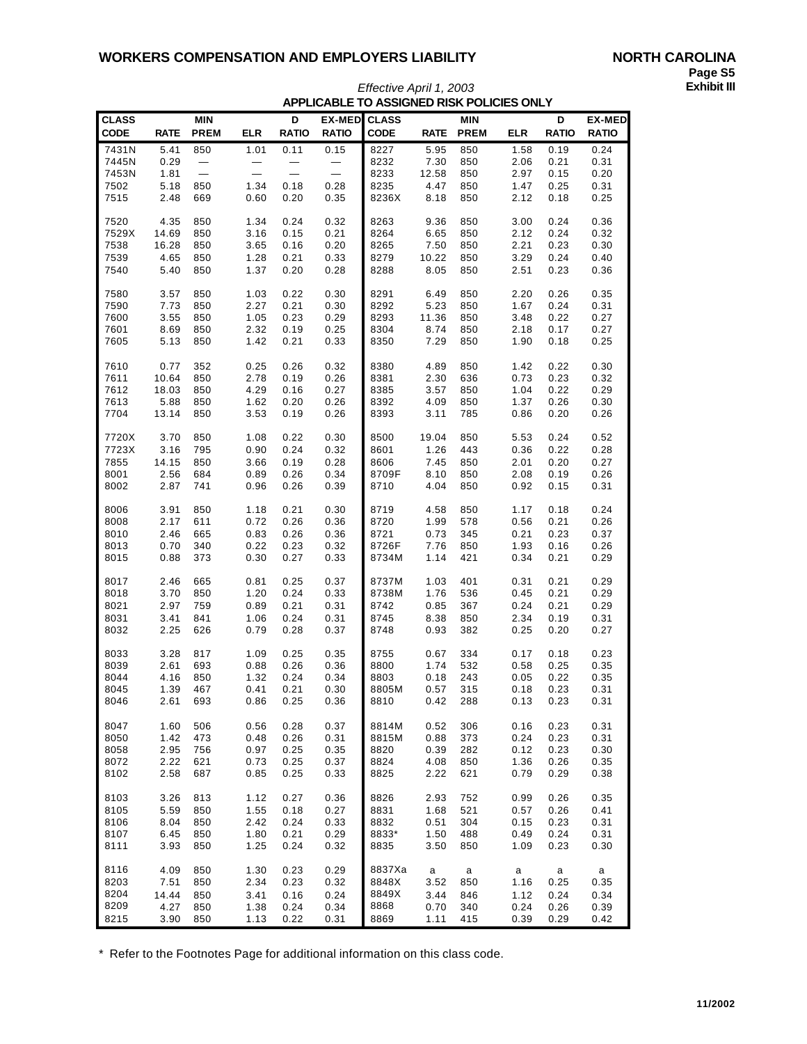# WORKERS COMPENSATION AND EMPLOYERS LIABILITY

**NORTH CAROLINA**
**Exhibit III**

*Effective April 1, 2003*

**APPLICABLE TO ASSIGNED RISK POLICIES ONLY**

| CLASS CODE | RATE | MIN PREM | ELR | D RATIO | EX-MED RATIO | CLASS CODE | RATE | MIN PREM | ELR | D RATIO | EX-MED RATIO |
|---|---|---|---|---|---|---|---|---|---|---|---|
| 7431N | 5.41 | 850 | 1.01 | 0.11 | 0.15 | 8227 | 5.95 | 850 | 1.58 | 0.19 | 0.24 |
| 7445N | 0.29 | — | — | — | — | 8232 | 7.30 | 850 | 2.06 | 0.21 | 0.31 |
| 7453N | 1.81 | — | — | — | — | 8233 | 12.58 | 850 | 2.97 | 0.15 | 0.20 |
| 7502 | 5.18 | 850 | 1.34 | 0.18 | 0.28 | 8235 | 4.47 | 850 | 1.47 | 0.25 | 0.31 |
| 7515 | 2.48 | 669 | 0.60 | 0.20 | 0.35 | 8236X | 8.18 | 850 | 2.12 | 0.18 | 0.25 |
| 7520 | 4.35 | 850 | 1.34 | 0.24 | 0.32 | 8263 | 9.36 | 850 | 3.00 | 0.24 | 0.36 |
| 7529X | 14.69 | 850 | 3.16 | 0.15 | 0.21 | 8264 | 6.65 | 850 | 2.12 | 0.24 | 0.32 |
| 7538 | 16.28 | 850 | 3.65 | 0.16 | 0.20 | 8265 | 7.50 | 850 | 2.21 | 0.23 | 0.30 |
| 7539 | 4.65 | 850 | 1.28 | 0.21 | 0.33 | 8279 | 10.22 | 850 | 3.29 | 0.24 | 0.40 |
| 7540 | 5.40 | 850 | 1.37 | 0.20 | 0.28 | 8288 | 8.05 | 850 | 2.51 | 0.23 | 0.36 |
| 7580 | 3.57 | 850 | 1.03 | 0.22 | 0.30 | 8291 | 6.49 | 850 | 2.20 | 0.26 | 0.35 |
| 7590 | 7.73 | 850 | 2.27 | 0.21 | 0.30 | 8292 | 5.23 | 850 | 1.67 | 0.24 | 0.31 |
| 7600 | 3.55 | 850 | 1.05 | 0.23 | 0.29 | 8293 | 11.36 | 850 | 3.48 | 0.22 | 0.27 |
| 7601 | 8.69 | 850 | 2.32 | 0.19 | 0.25 | 8304 | 8.74 | 850 | 2.18 | 0.17 | 0.27 |
| 7605 | 5.13 | 850 | 1.42 | 0.21 | 0.33 | 8350 | 7.29 | 850 | 1.90 | 0.18 | 0.25 |
| 7610 | 0.77 | 352 | 0.25 | 0.26 | 0.32 | 8380 | 4.89 | 850 | 1.42 | 0.22 | 0.30 |
| 7611 | 10.64 | 850 | 2.78 | 0.19 | 0.26 | 8381 | 2.30 | 636 | 0.73 | 0.23 | 0.32 |
| 7612 | 18.03 | 850 | 4.29 | 0.16 | 0.27 | 8385 | 3.57 | 850 | 1.04 | 0.22 | 0.29 |
| 7613 | 5.88 | 850 | 1.62 | 0.20 | 0.26 | 8392 | 4.09 | 850 | 1.37 | 0.26 | 0.30 |
| 7704 | 13.14 | 850 | 3.53 | 0.19 | 0.26 | 8393 | 3.11 | 785 | 0.86 | 0.20 | 0.26 |
| 7720X | 3.70 | 850 | 1.08 | 0.22 | 0.30 | 8500 | 19.04 | 850 | 5.53 | 0.24 | 0.52 |
| 7723X | 3.16 | 795 | 0.90 | 0.24 | 0.32 | 8601 | 1.26 | 443 | 0.36 | 0.22 | 0.28 |
| 7855 | 14.15 | 850 | 3.66 | 0.19 | 0.28 | 8606 | 7.45 | 850 | 2.01 | 0.20 | 0.27 |
| 8001 | 2.56 | 684 | 0.89 | 0.26 | 0.34 | 8709F | 8.10 | 850 | 2.08 | 0.19 | 0.26 |
| 8002 | 2.87 | 741 | 0.96 | 0.26 | 0.39 | 8710 | 4.04 | 850 | 0.92 | 0.15 | 0.31 |
| 8006 | 3.91 | 850 | 1.18 | 0.21 | 0.30 | 8719 | 4.58 | 850 | 1.17 | 0.18 | 0.24 |
| 8008 | 2.17 | 611 | 0.72 | 0.26 | 0.36 | 8720 | 1.99 | 578 | 0.56 | 0.21 | 0.26 |
| 8010 | 2.46 | 665 | 0.83 | 0.26 | 0.36 | 8721 | 0.73 | 345 | 0.21 | 0.23 | 0.37 |
| 8013 | 0.70 | 340 | 0.22 | 0.23 | 0.32 | 8726F | 7.76 | 850 | 1.93 | 0.16 | 0.26 |
| 8015 | 0.88 | 373 | 0.30 | 0.27 | 0.33 | 8734M | 1.14 | 421 | 0.34 | 0.21 | 0.29 |
| 8017 | 2.46 | 665 | 0.81 | 0.25 | 0.37 | 8737M | 1.03 | 401 | 0.31 | 0.21 | 0.29 |
| 8018 | 3.70 | 850 | 1.20 | 0.24 | 0.33 | 8738M | 1.76 | 536 | 0.45 | 0.21 | 0.29 |
| 8021 | 2.97 | 759 | 0.89 | 0.21 | 0.31 | 8742 | 0.85 | 367 | 0.24 | 0.21 | 0.29 |
| 8031 | 3.41 | 841 | 1.06 | 0.24 | 0.31 | 8745 | 8.38 | 850 | 2.34 | 0.19 | 0.31 |
| 8032 | 2.25 | 626 | 0.79 | 0.28 | 0.37 | 8748 | 0.93 | 382 | 0.25 | 0.20 | 0.27 |
| 8033 | 3.28 | 817 | 1.09 | 0.25 | 0.35 | 8755 | 0.67 | 334 | 0.17 | 0.18 | 0.23 |
| 8039 | 2.61 | 693 | 0.88 | 0.26 | 0.36 | 8800 | 1.74 | 532 | 0.58 | 0.25 | 0.35 |
| 8044 | 4.16 | 850 | 1.32 | 0.24 | 0.34 | 8803 | 0.18 | 243 | 0.05 | 0.22 | 0.35 |
| 8045 | 1.39 | 467 | 0.41 | 0.21 | 0.30 | 8805M | 0.57 | 315 | 0.18 | 0.23 | 0.31 |
| 8046 | 2.61 | 693 | 0.86 | 0.25 | 0.36 | 8810 | 0.42 | 288 | 0.13 | 0.23 | 0.31 |
| 8047 | 1.60 | 506 | 0.56 | 0.28 | 0.37 | 8814M | 0.52 | 306 | 0.16 | 0.23 | 0.31 |
| 8050 | 1.42 | 473 | 0.48 | 0.26 | 0.31 | 8815M | 0.88 | 373 | 0.24 | 0.23 | 0.31 |
| 8058 | 2.95 | 756 | 0.97 | 0.25 | 0.35 | 8820 | 0.39 | 282 | 0.12 | 0.23 | 0.30 |
| 8072 | 2.22 | 621 | 0.73 | 0.25 | 0.37 | 8824 | 4.08 | 850 | 1.36 | 0.26 | 0.35 |
| 8102 | 2.58 | 687 | 0.85 | 0.25 | 0.33 | 8825 | 2.22 | 621 | 0.79 | 0.29 | 0.38 |
| 8103 | 3.26 | 813 | 1.12 | 0.27 | 0.36 | 8826 | 2.93 | 752 | 0.99 | 0.26 | 0.35 |
| 8105 | 5.59 | 850 | 1.55 | 0.18 | 0.27 | 8831 | 1.68 | 521 | 0.57 | 0.26 | 0.41 |
| 8106 | 8.04 | 850 | 2.42 | 0.24 | 0.33 | 8832 | 0.51 | 304 | 0.15 | 0.23 | 0.31 |
| 8107 | 6.45 | 850 | 1.80 | 0.21 | 0.29 | 8833* | 1.50 | 488 | 0.49 | 0.24 | 0.31 |
| 8111 | 3.93 | 850 | 1.25 | 0.24 | 0.32 | 8835 | 3.50 | 850 | 1.09 | 0.23 | 0.30 |
| 8116 | 4.09 | 850 | 1.30 | 0.23 | 0.29 | 8837Xa | a | a | a | a | a |
| 8203 | 7.51 | 850 | 2.34 | 0.23 | 0.32 | 8848X | 3.52 | 850 | 1.16 | 0.25 | 0.35 |
| 8204 | 14.44 | 850 | 3.41 | 0.16 | 0.24 | 8849X | 3.44 | 846 | 1.12 | 0.24 | 0.34 |
| 8209 | 4.27 | 850 | 1.38 | 0.24 | 0.34 | 8868 | 0.70 | 340 | 0.24 | 0.26 | 0.39 |
| 8215 | 3.90 | 850 | 1.13 | 0.22 | 0.31 | 8869 | 1.11 | 415 | 0.39 | 0.29 | 0.42 |

\* Refer to the Footnotes Page for additional information on this class code.

11/2002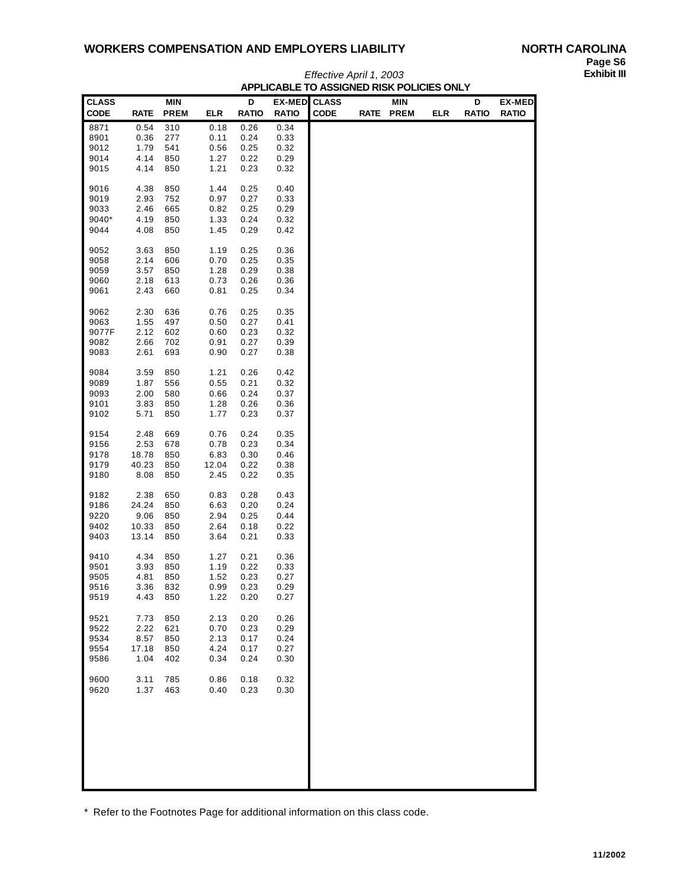# WORKERS COMPENSATION AND EMPLOYERS LIABILITY

**NORTH CAROLINA**

**Page S6**

**Exhibit III**

*Effective April 1, 2003*

**APPLICABLE TO ASSIGNED RISK POLICIES ONLY**

| CLASS CODE | RATE | MIN PREM | ELR | D RATIO | EX-MED RATIO |
|---|---|---|---|---|---|
| 8871 | 0.54 | 310 | 0.18 | 0.26 | 0.34 |
| 8901 | 0.36 | 277 | 0.11 | 0.24 | 0.33 |
| 9012 | 1.79 | 541 | 0.56 | 0.25 | 0.32 |
| 9014 | 4.14 | 850 | 1.27 | 0.22 | 0.29 |
| 9015 | 4.14 | 850 | 1.21 | 0.23 | 0.32 |
| 9016 | 4.38 | 850 | 1.44 | 0.25 | 0.40 |
| 9019 | 2.93 | 752 | 0.97 | 0.27 | 0.33 |
| 9033 | 2.46 | 665 | 0.82 | 0.25 | 0.29 |
| 9040* | 4.19 | 850 | 1.33 | 0.24 | 0.32 |
| 9044 | 4.08 | 850 | 1.45 | 0.29 | 0.42 |
| 9052 | 3.63 | 850 | 1.19 | 0.25 | 0.36 |
| 9058 | 2.14 | 606 | 0.70 | 0.25 | 0.35 |
| 9059 | 3.57 | 850 | 1.28 | 0.29 | 0.38 |
| 9060 | 2.18 | 613 | 0.73 | 0.26 | 0.36 |
| 9061 | 2.43 | 660 | 0.81 | 0.25 | 0.34 |
| 9062 | 2.30 | 636 | 0.76 | 0.25 | 0.35 |
| 9063 | 1.55 | 497 | 0.50 | 0.27 | 0.41 |
| 9077F | 2.12 | 602 | 0.60 | 0.23 | 0.32 |
| 9082 | 2.66 | 702 | 0.91 | 0.27 | 0.39 |
| 9083 | 2.61 | 693 | 0.90 | 0.27 | 0.38 |
| 9084 | 3.59 | 850 | 1.21 | 0.26 | 0.42 |
| 9089 | 1.87 | 556 | 0.55 | 0.21 | 0.32 |
| 9093 | 2.00 | 580 | 0.66 | 0.24 | 0.37 |
| 9101 | 3.83 | 850 | 1.28 | 0.26 | 0.36 |
| 9102 | 5.71 | 850 | 1.77 | 0.23 | 0.37 |
| 9154 | 2.48 | 669 | 0.76 | 0.24 | 0.35 |
| 9156 | 2.53 | 678 | 0.78 | 0.23 | 0.34 |
| 9178 | 18.78 | 850 | 6.83 | 0.30 | 0.46 |
| 9179 | 40.23 | 850 | 12.04 | 0.22 | 0.38 |
| 9180 | 8.08 | 850 | 2.45 | 0.22 | 0.35 |
| 9182 | 2.38 | 650 | 0.83 | 0.28 | 0.43 |
| 9186 | 24.24 | 850 | 6.63 | 0.20 | 0.24 |
| 9220 | 9.06 | 850 | 2.94 | 0.25 | 0.44 |
| 9402 | 10.33 | 850 | 2.64 | 0.18 | 0.22 |
| 9403 | 13.14 | 850 | 3.64 | 0.21 | 0.33 |
| 9410 | 4.34 | 850 | 1.27 | 0.21 | 0.36 |
| 9501 | 3.93 | 850 | 1.19 | 0.22 | 0.33 |
| 9505 | 4.81 | 850 | 1.52 | 0.23 | 0.27 |
| 9516 | 3.36 | 832 | 0.99 | 0.23 | 0.29 |
| 9519 | 4.43 | 850 | 1.22 | 0.20 | 0.27 |
| 9521 | 7.73 | 850 | 2.13 | 0.20 | 0.26 |
| 9522 | 2.22 | 621 | 0.70 | 0.23 | 0.29 |
| 9534 | 8.57 | 850 | 2.13 | 0.17 | 0.24 |
| 9554 | 17.18 | 850 | 4.24 | 0.17 | 0.27 |
| 9586 | 1.04 | 402 | 0.34 | 0.24 | 0.30 |
| 9600 | 3.11 | 785 | 0.86 | 0.18 | 0.32 |
| 9620 | 1.37 | 463 | 0.40 | 0.23 | 0.30 |

\* Refer to the Footnotes Page for additional information on this class code.

11/2002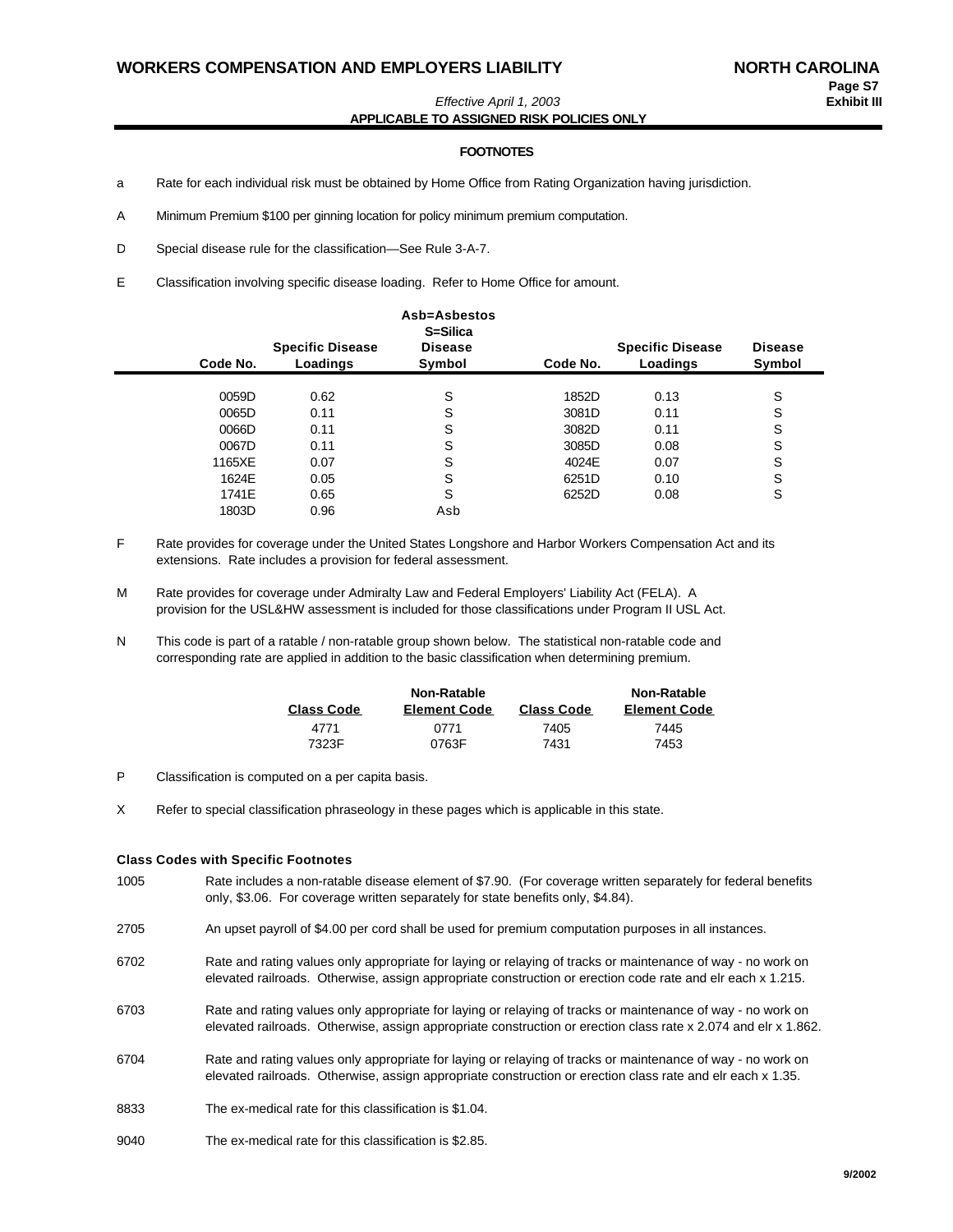*Effective April 1, 2003*

**APPLICABLE TO ASSIGNED RISK POLICIES ONLY**

## FOOTNOTES

a Rate for each individual risk must be obtained by Home Office from Rating Organization having jurisdiction.

A Minimum Premium $100 per ginning location for policy minimum premium computation.

D Special disease rule for the classification—See Rule 3-A-7.

E Classification involving specific disease loading. Refer to Home Office for amount.

| Code No. | Specific Disease Loadings | Asb=Asbestos S=Silica Disease Symbol | Code No. | Specific Disease Loadings | Disease Symbol |
|---|---|---|---|---|---|
| 0059D | 0.62 | S | 1852D | 0.13 | S |
| 0065D | 0.11 | S | 3081D | 0.11 | S |
| 0066D | 0.11 | S | 3082D | 0.11 | S |
| 0067D | 0.11 | S | 3085D | 0.08 | S |
| 1165XE | 0.07 | S | 4024E | 0.07 | S |
| 1624E | 0.05 | S | 6251D | 0.10 | S |
| 1741E | 0.65 | S | 6252D | 0.08 | S |
| 1803D | 0.96 | Asb | | | |

F Rate provides for coverage under the United States Longshore and Harbor Workers Compensation Act and its extensions. Rate includes a provision for federal assessment.

M Rate provides for coverage under Admiralty Law and Federal Employers' Liability Act (FELA). A provision for the USL&HW assessment is included for those classifications under Program II USL Act.

N This code is part of a ratable / non-ratable group shown below. The statistical non-ratable code and corresponding rate are applied in addition to the basic classification when determining premium.

| Class Code | Non-Ratable Element Code | Class Code | Non-Ratable Element Code |
|---|---|---|---|
| 4771 | 0771 | 7405 | 7445 |
| 7323F | 0763F | 7431 | 7453 |

P Classification is computed on a per capita basis.

X Refer to special classification phraseology in these pages which is applicable in this state.

### Class Codes with Specific Footnotes

1005 Rate includes a non-ratable disease element of $7.90. (For coverage written separately for federal benefits only, $3.06. For coverage written separately for state benefits only, $4.84).

2705 An upset payroll of $4.00 per cord shall be used for premium computation purposes in all instances.

6702 Rate and rating values only appropriate for laying or relaying of tracks or maintenance of way - no work on elevated railroads. Otherwise, assign appropriate construction or erection code rate and elr each x 1.215.

6703 Rate and rating values only appropriate for laying or relaying of tracks or maintenance of way - no work on elevated railroads. Otherwise, assign appropriate construction or erection class rate x 2.074 and elr x 1.862.

6704 Rate and rating values only appropriate for laying or relaying of tracks or maintenance of way - no work on elevated railroads. Otherwise, assign appropriate construction or erection class rate and elr each x 1.35.

8833 The ex-medical rate for this classification is $1.04.

9040 The ex-medical rate for this classification is $2.85.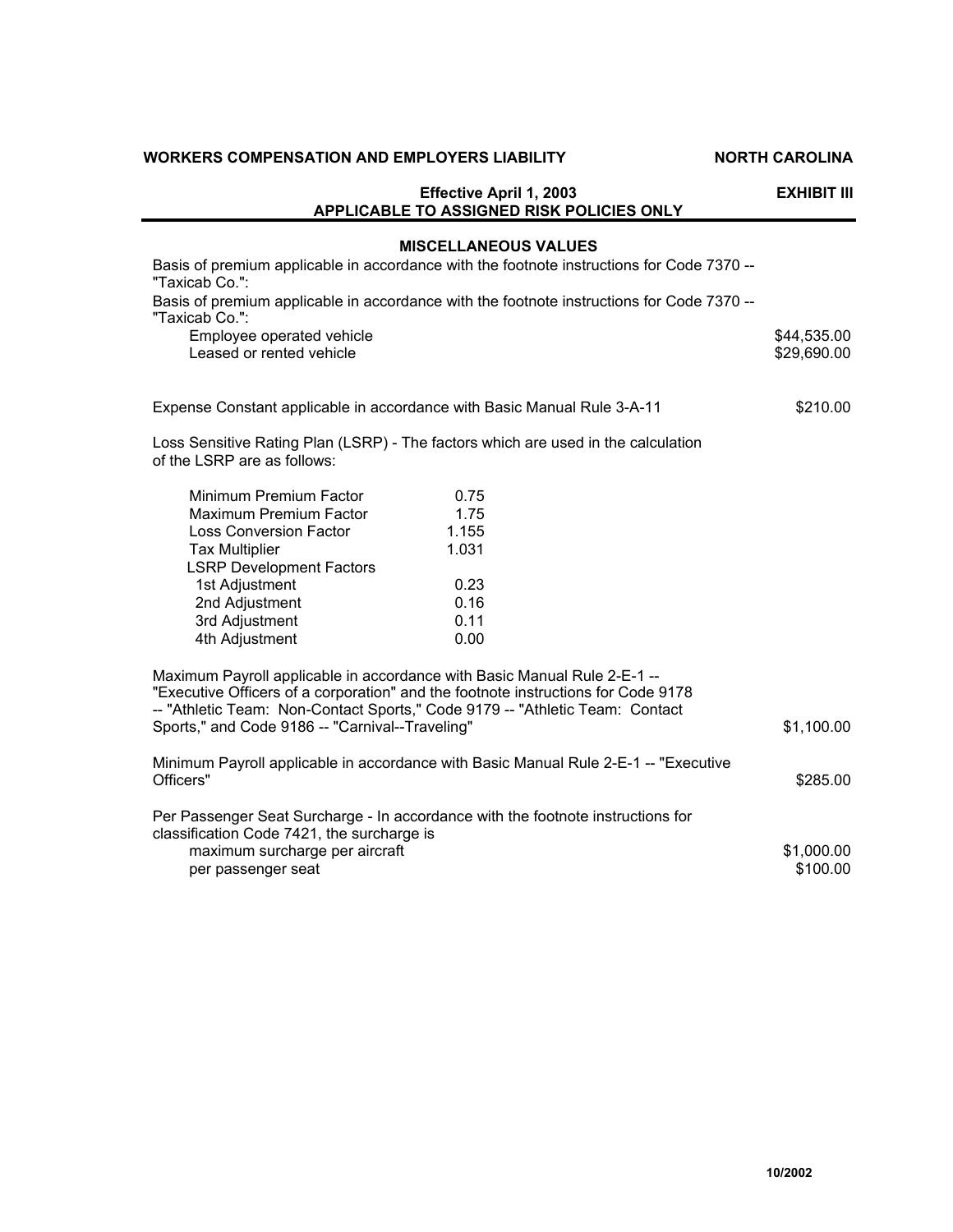**WORKERS COMPENSATION AND EMPLOYERS LIABILITY** **NORTH CAROLINA**

**Effective April 1, 2003**
**APPLICABLE TO ASSIGNED RISK POLICIES ONLY**

**EXHIBIT III**

## MISCELLANEOUS VALUES

Basis of premium applicable in accordance with the footnote instructions for Code 7370 -- "Taxicab Co.":

Basis of premium applicable in accordance with the footnote instructions for Code 7370 -- "Taxicab Co.":

| | |
|---|---|
| Employee operated vehicle | $44,535.00 |
| Leased or rented vehicle | $29,690.00 |

Expense Constant applicable in accordance with Basic Manual Rule 3-A-11 — $210.00

Loss Sensitive Rating Plan (LSRP) - The factors which are used in the calculation of the LSRP are as follows:

| | |
|---|---|
| Minimum Premium Factor | 0.75 |
| Maximum Premium Factor | 1.75 |
| Loss Conversion Factor | 1.155 |
| Tax Multiplier | 1.031 |
| LSRP Development Factors | |
| 1st Adjustment | 0.23 |
| 2nd Adjustment | 0.16 |
| 3rd Adjustment | 0.11 |
| 4th Adjustment | 0.00 |

Maximum Payroll applicable in accordance with Basic Manual Rule 2-E-1 -- "Executive Officers of a corporation" and the footnote instructions for Code 9178 -- "Athletic Team: Non-Contact Sports," Code 9179 -- "Athletic Team: Contact Sports," and Code 9186 -- "Carnival--Traveling" — $1,100.00

Minimum Payroll applicable in accordance with Basic Manual Rule 2-E-1 -- "Executive Officers" — $285.00

Per Passenger Seat Surcharge - In accordance with the footnote instructions for classification Code 7421, the surcharge is

| | |
|---|---|
| maximum surcharge per aircraft | $1,000.00 |
| per passenger seat | $100.00 |

10/2002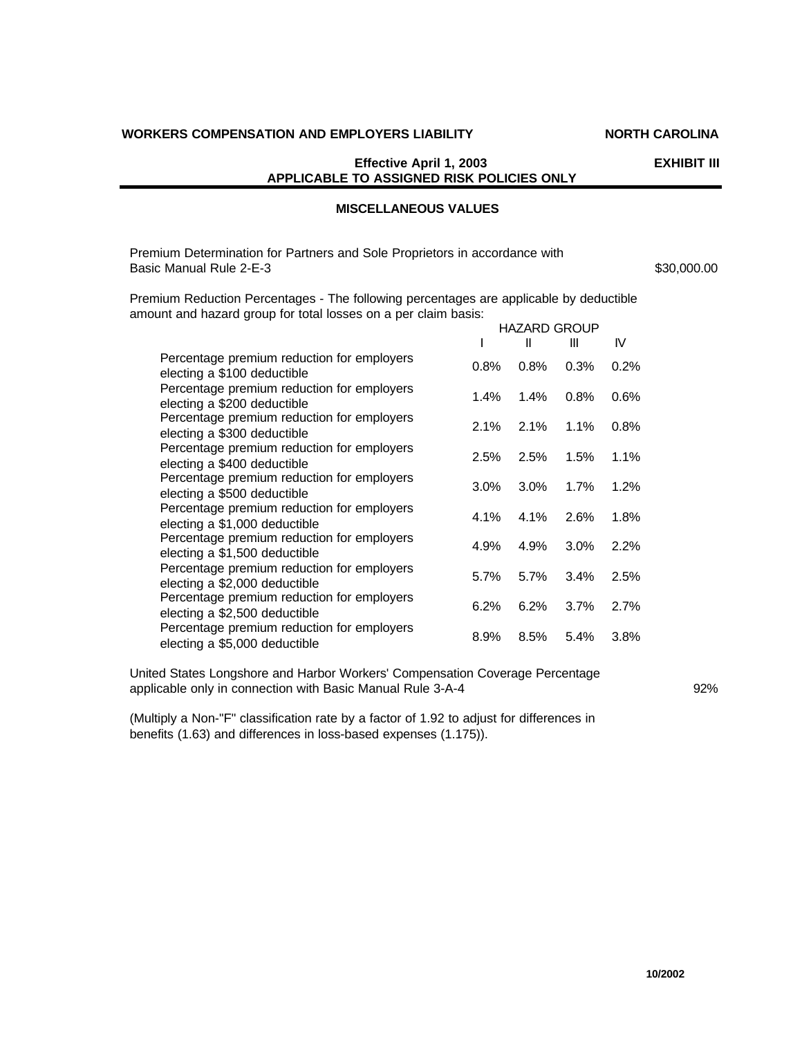**WORKERS COMPENSATION AND EMPLOYERS LIABILITY** **NORTH CAROLINA**

**Effective April 1, 2003**
**APPLICABLE TO ASSIGNED RISK POLICIES ONLY** **EXHIBIT III**

## MISCELLANEOUS VALUES

Premium Determination for Partners and Sole Proprietors in accordance with Basic Manual Rule 2-E-3 $30,000.00

Premium Reduction Percentages - The following percentages are applicable by deductible amount and hazard group for total losses on a per claim basis:

| | HAZARD GROUP | | | |
|---|---|---|---|---|
| | I | II | III | IV |
| Percentage premium reduction for employers electing a $100 deductible | 0.8% | 0.8% | 0.3% | 0.2% |
| Percentage premium reduction for employers electing a $200 deductible | 1.4% | 1.4% | 0.8% | 0.6% |
| Percentage premium reduction for employers electing a $300 deductible | 2.1% | 2.1% | 1.1% | 0.8% |
| Percentage premium reduction for employers electing a $400 deductible | 2.5% | 2.5% | 1.5% | 1.1% |
| Percentage premium reduction for employers electing a $500 deductible | 3.0% | 3.0% | 1.7% | 1.2% |
| Percentage premium reduction for employers electing a $1,000 deductible | 4.1% | 4.1% | 2.6% | 1.8% |
| Percentage premium reduction for employers electing a $1,500 deductible | 4.9% | 4.9% | 3.0% | 2.2% |
| Percentage premium reduction for employers electing a $2,000 deductible | 5.7% | 5.7% | 3.4% | 2.5% |
| Percentage premium reduction for employers electing a $2,500 deductible | 6.2% | 6.2% | 3.7% | 2.7% |
| Percentage premium reduction for employers electing a $5,000 deductible | 8.9% | 8.5% | 5.4% | 3.8% |

United States Longshore and Harbor Workers' Compensation Coverage Percentage applicable only in connection with Basic Manual Rule 3-A-4 92%

(Multiply a Non-"F" classification rate by a factor of 1.92 to adjust for differences in benefits (1.63) and differences in loss-based expenses (1.175)).

10/2002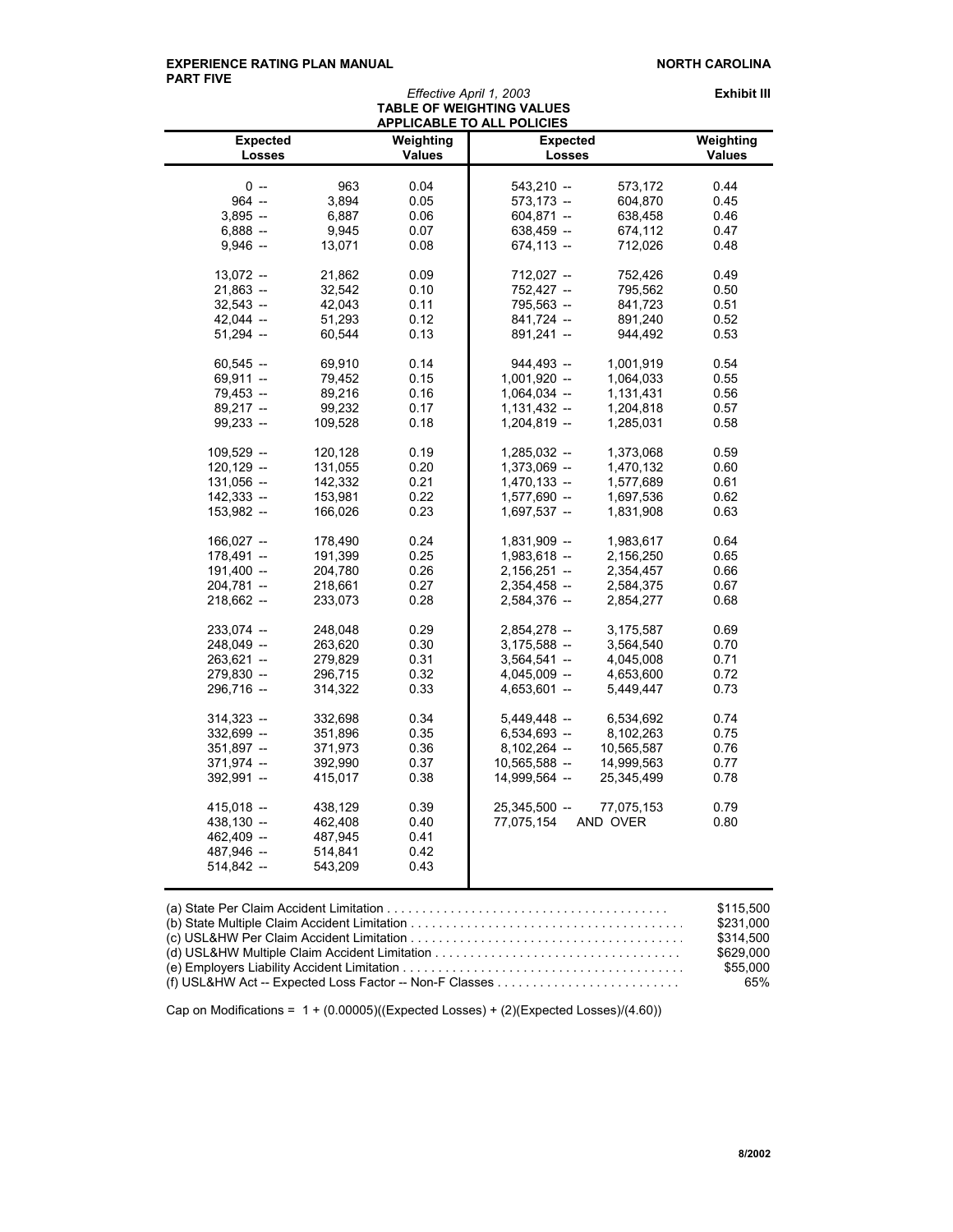**EXPERIENCE RATING PLAN MANUAL**
**PART FIVE**

**NORTH CAROLINA**

*Effective April 1, 2003*

**Exhibit III**

## TABLE OF WEIGHTING VALUES APPLICABLE TO ALL POLICIES

| Expected Losses | Weighting Values | Expected Losses | Weighting Values |
|---|---|---|---|
| 0 -- 963 | 0.04 | 543,210 -- 573,172 | 0.44 |
| 964 -- 3,894 | 0.05 | 573,173 -- 604,870 | 0.45 |
| 3,895 -- 6,887 | 0.06 | 604,871 -- 638,458 | 0.46 |
| 6,888 -- 9,945 | 0.07 | 638,459 -- 674,112 | 0.47 |
| 9,946 -- 13,071 | 0.08 | 674,113 -- 712,026 | 0.48 |
| 13,072 -- 21,862 | 0.09 | 712,027 -- 752,426 | 0.49 |
| 21,863 -- 32,542 | 0.10 | 752,427 -- 795,562 | 0.50 |
| 32,543 -- 42,043 | 0.11 | 795,563 -- 841,723 | 0.51 |
| 42,044 -- 51,293 | 0.12 | 841,724 -- 891,240 | 0.52 |
| 51,294 -- 60,544 | 0.13 | 891,241 -- 944,492 | 0.53 |
| 60,545 -- 69,910 | 0.14 | 944,493 -- 1,001,919 | 0.54 |
| 69,911 -- 79,452 | 0.15 | 1,001,920 -- 1,064,033 | 0.55 |
| 79,453 -- 89,216 | 0.16 | 1,064,034 -- 1,131,431 | 0.56 |
| 89,217 -- 99,232 | 0.17 | 1,131,432 -- 1,204,818 | 0.57 |
| 99,233 -- 109,528 | 0.18 | 1,204,819 -- 1,285,031 | 0.58 |
| 109,529 -- 120,128 | 0.19 | 1,285,032 -- 1,373,068 | 0.59 |
| 120,129 -- 131,055 | 0.20 | 1,373,069 -- 1,470,132 | 0.60 |
| 131,056 -- 142,332 | 0.21 | 1,470,133 -- 1,577,689 | 0.61 |
| 142,333 -- 153,981 | 0.22 | 1,577,690 -- 1,697,536 | 0.62 |
| 153,982 -- 166,026 | 0.23 | 1,697,537 -- 1,831,908 | 0.63 |
| 166,027 -- 178,490 | 0.24 | 1,831,909 -- 1,983,617 | 0.64 |
| 178,491 -- 191,399 | 0.25 | 1,983,618 -- 2,156,250 | 0.65 |
| 191,400 -- 204,780 | 0.26 | 2,156,251 -- 2,354,457 | 0.66 |
| 204,781 -- 218,661 | 0.27 | 2,354,458 -- 2,584,375 | 0.67 |
| 218,662 -- 233,073 | 0.28 | 2,584,376 -- 2,854,277 | 0.68 |
| 233,074 -- 248,048 | 0.29 | 2,854,278 -- 3,175,587 | 0.69 |
| 248,049 -- 263,620 | 0.30 | 3,175,588 -- 3,564,540 | 0.70 |
| 263,621 -- 279,829 | 0.31 | 3,564,541 -- 4,045,008 | 0.71 |
| 279,830 -- 296,715 | 0.32 | 4,045,009 -- 4,653,600 | 0.72 |
| 296,716 -- 314,322 | 0.33 | 4,653,601 -- 5,449,447 | 0.73 |
| 314,323 -- 332,698 | 0.34 | 5,449,448 -- 6,534,692 | 0.74 |
| 332,699 -- 351,896 | 0.35 | 6,534,693 -- 8,102,263 | 0.75 |
| 351,897 -- 371,973 | 0.36 | 8,102,264 -- 10,565,587 | 0.76 |
| 371,974 -- 392,990 | 0.37 | 10,565,588 -- 14,999,563 | 0.77 |
| 392,991 -- 415,017 | 0.38 | 14,999,564 -- 25,345,499 | 0.78 |
| 415,018 -- 438,129 | 0.39 | 25,345,500 -- 77,075,153 | 0.79 |
| 438,130 -- 462,408 | 0.40 | 77,075,154 AND OVER | 0.80 |
| 462,409 -- 487,945 | 0.41 | | |
| 487,946 -- 514,841 | 0.42 | | |
| 514,842 -- 543,209 | 0.43 | | |

(a) State Per Claim Accident Limitation . . . . . . . . . . . . . . . . . . . . . . . . . . . . . . . . . . . . . . . $115,500
(b) State Multiple Claim Accident Limitation . . . . . . . . . . . . . . . . . . . . . . . . . . . . . . . . . . . . . $231,000
(c) USL&HW Per Claim Accident Limitation . . . . . . . . . . . . . . . . . . . . . . . . . . . . . . . . . . . . . $314,500
(d) USL&HW Multiple Claim Accident Limitation . . . . . . . . . . . . . . . . . . . . . . . . . . . . . . . . . . $629,000
(e) Employers Liability Accident Limitation . . . . . . . . . . . . . . . . . . . . . . . . . . . . . . . . . . . . . . $55,000
(f) USL&HW Act -- Expected Loss Factor -- Non-F Classes . . . . . . . . . . . . . . . . . . . . . . . . . 65%

Cap on Modifications = $1 + (0.00005)((\text{Expected Losses}) + (2)(\text{Expected Losses})/(4.60))$

8/2002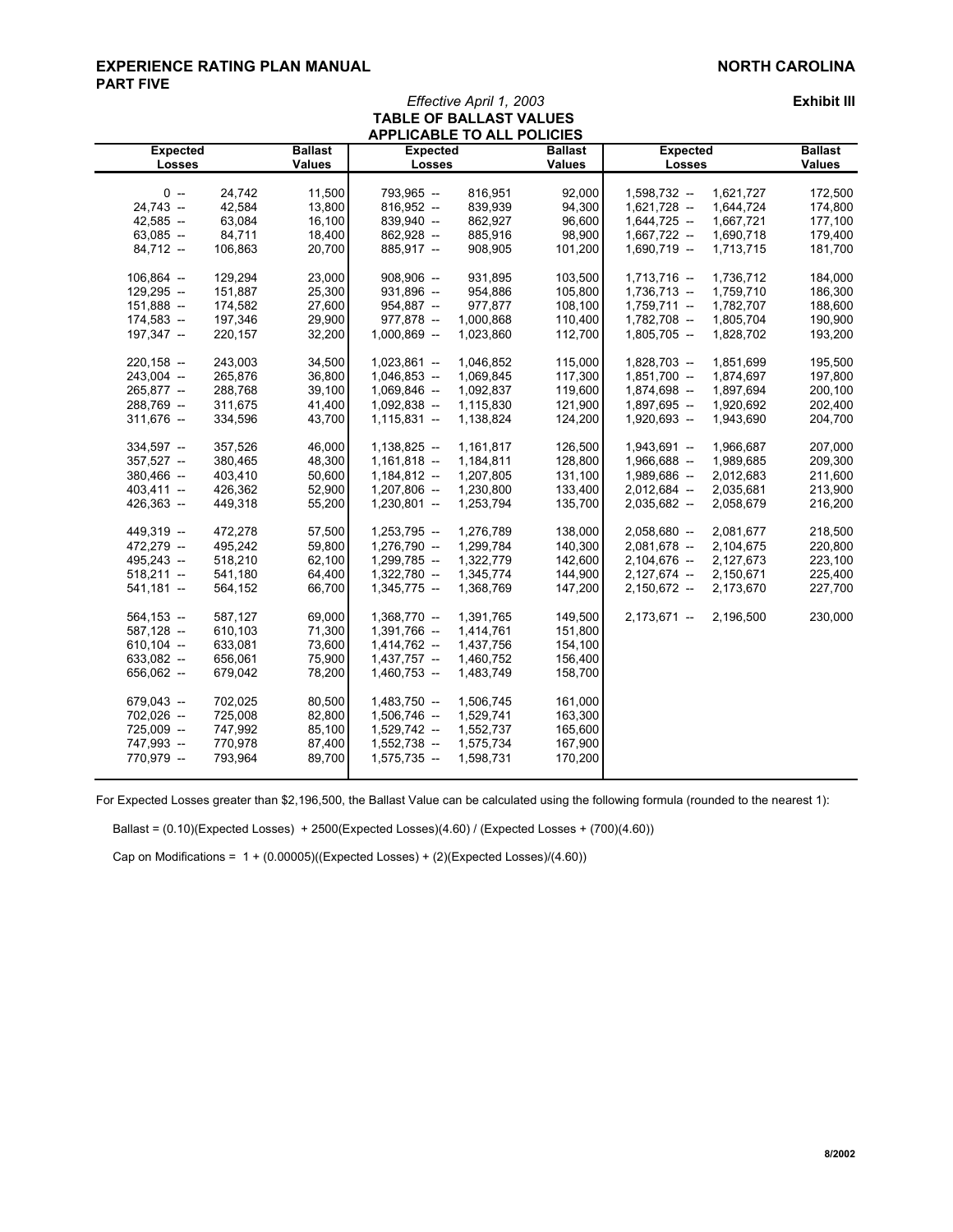**EXPERIENCE RATING PLAN MANUAL** **NORTH CAROLINA**
**PART FIVE**

*Effective April 1, 2003*

**Exhibit III**

## TABLE OF BALLAST VALUES APPLICABLE TO ALL POLICIES

| Expected Losses | Ballast Values | Expected Losses | Ballast Values | Expected Losses | Ballast Values |
|---|---|---|---|---|---|
| 0 -- 24,742 | 11,500 | 793,965 -- 816,951 | 92,000 | 1,598,732 -- 1,621,727 | 172,500 |
| 24,743 -- 42,584 | 13,800 | 816,952 -- 839,939 | 94,300 | 1,621,728 -- 1,644,724 | 174,800 |
| 42,585 -- 63,084 | 16,100 | 839,940 -- 862,927 | 96,600 | 1,644,725 -- 1,667,721 | 177,100 |
| 63,085 -- 84,711 | 18,400 | 862,928 -- 885,916 | 98,900 | 1,667,722 -- 1,690,718 | 179,400 |
| 84,712 -- 106,863 | 20,700 | 885,917 -- 908,905 | 101,200 | 1,690,719 -- 1,713,715 | 181,700 |
| 106,864 -- 129,294 | 23,000 | 908,906 -- 931,895 | 103,500 | 1,713,716 -- 1,736,712 | 184,000 |
| 129,295 -- 151,887 | 25,300 | 931,896 -- 954,886 | 105,800 | 1,736,713 -- 1,759,710 | 186,300 |
| 151,888 -- 174,582 | 27,600 | 954,887 -- 977,877 | 108,100 | 1,759,711 -- 1,782,707 | 188,600 |
| 174,583 -- 197,346 | 29,900 | 977,878 -- 1,000,868 | 110,400 | 1,782,708 -- 1,805,704 | 190,900 |
| 197,347 -- 220,157 | 32,200 | 1,000,869 -- 1,023,860 | 112,700 | 1,805,705 -- 1,828,702 | 193,200 |
| 220,158 -- 243,003 | 34,500 | 1,023,861 -- 1,046,852 | 115,000 | 1,828,703 -- 1,851,699 | 195,500 |
| 243,004 -- 265,876 | 36,800 | 1,046,853 -- 1,069,845 | 117,300 | 1,851,700 -- 1,874,697 | 197,800 |
| 265,877 -- 288,768 | 39,100 | 1,069,846 -- 1,092,837 | 119,600 | 1,874,698 -- 1,897,694 | 200,100 |
| 288,769 -- 311,675 | 41,400 | 1,092,838 -- 1,115,830 | 121,900 | 1,897,695 -- 1,920,692 | 202,400 |
| 311,676 -- 334,596 | 43,700 | 1,115,831 -- 1,138,824 | 124,200 | 1,920,693 -- 1,943,690 | 204,700 |
| 334,597 -- 357,526 | 46,000 | 1,138,825 -- 1,161,817 | 126,500 | 1,943,691 -- 1,966,687 | 207,000 |
| 357,527 -- 380,465 | 48,300 | 1,161,818 -- 1,184,811 | 128,800 | 1,966,688 -- 1,989,685 | 209,300 |
| 380,466 -- 403,410 | 50,600 | 1,184,812 -- 1,207,805 | 131,100 | 1,989,686 -- 2,012,683 | 211,600 |
| 403,411 -- 426,362 | 52,900 | 1,207,806 -- 1,230,800 | 133,400 | 2,012,684 -- 2,035,681 | 213,900 |
| 426,363 -- 449,318 | 55,200 | 1,230,801 -- 1,253,794 | 135,700 | 2,035,682 -- 2,058,679 | 216,200 |
| 449,319 -- 472,278 | 57,500 | 1,253,795 -- 1,276,789 | 138,000 | 2,058,680 -- 2,081,677 | 218,500 |
| 472,279 -- 495,242 | 59,800 | 1,276,790 -- 1,299,784 | 140,300 | 2,081,678 -- 2,104,675 | 220,800 |
| 495,243 -- 518,210 | 62,100 | 1,299,785 -- 1,322,779 | 142,600 | 2,104,676 -- 2,127,673 | 223,100 |
| 518,211 -- 541,180 | 64,400 | 1,322,780 -- 1,345,774 | 144,900 | 2,127,674 -- 2,150,671 | 225,400 |
| 541,181 -- 564,152 | 66,700 | 1,345,775 -- 1,368,769 | 147,200 | 2,150,672 -- 2,173,670 | 227,700 |
| 564,153 -- 587,127 | 69,000 | 1,368,770 -- 1,391,765 | 149,500 | 2,173,671 -- 2,196,500 | 230,000 |
| 587,128 -- 610,103 | 71,300 | 1,391,766 -- 1,414,761 | 151,800 | | |
| 610,104 -- 633,081 | 73,600 | 1,414,762 -- 1,437,756 | 154,100 | | |
| 633,082 -- 656,061 | 75,900 | 1,437,757 -- 1,460,752 | 156,400 | | |
| 656,062 -- 679,042 | 78,200 | 1,460,753 -- 1,483,749 | 158,700 | | |
| 679,043 -- 702,025 | 80,500 | 1,483,750 -- 1,506,745 | 161,000 | | |
| 702,026 -- 725,008 | 82,800 | 1,506,746 -- 1,529,741 | 163,300 | | |
| 725,009 -- 747,992 | 85,100 | 1,529,742 -- 1,552,737 | 165,600 | | |
| 747,993 -- 770,978 | 87,400 | 1,552,738 -- 1,575,734 | 167,900 | | |
| 770,979 -- 793,964 | 89,700 | 1,575,735 -- 1,598,731 | 170,200 | | |

For Expected Losses greater than $2,196,500, the Ballast Value can be calculated using the following formula (rounded to the nearest 1):

Ballast = (0.10)(Expected Losses) + 2500(Expected Losses)(4.60) / (Expected Losses + (700)(4.60))

Cap on Modifications = 1 + (0.00005)((Expected Losses) + (2)(Expected Losses)/(4.60))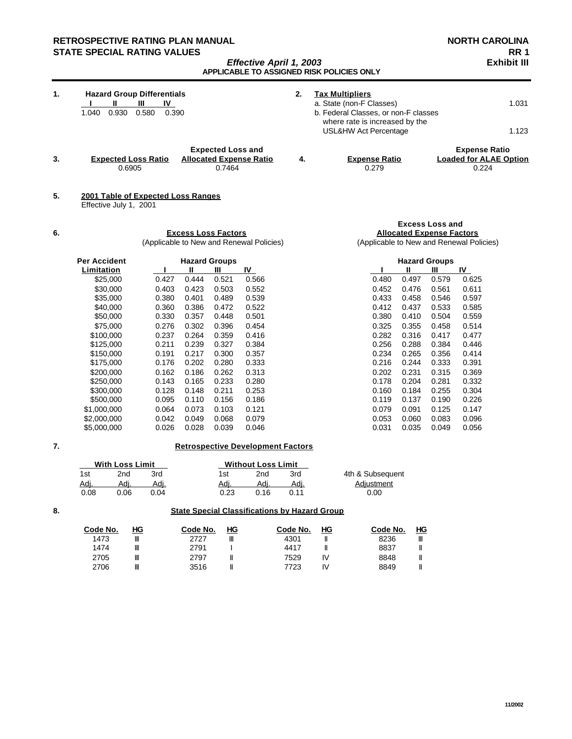**RETROSPECTIVE RATING PLAN MANUAL** — **NORTH CAROLINA**

**STATE SPECIAL RATING VALUES** — **RR 1**

***Effective April 1, 2003*** — **Exhibit III**

**APPLICABLE TO ASSIGNED RISK POLICIES ONLY**

**1. Hazard Group Differentials**

| I | II | III | IV |
|---|---|---|---|
| 1.040 | 0.930 | 0.580 | 0.390 |

**2. Tax Multipliers**

| | |
|---|---|
| a. State (non-F Classes) | 1.031 |
| b. Federal Classes, or non-F classes where rate is increased by the USL&HW Act Percentage | 1.123 |

**3.**

| Expected Loss Ratio | Expected Loss and Allocated Expense Ratio |
|---|---|
| 0.6905 | 0.7464 |

**4.**

| Expense Ratio | Expense Ratio Loaded for ALAE Option |
|---|---|
| 0.279 | 0.224 |

**5. 2001 Table of Expected Loss Ranges**

Effective July 1, 2001

**6. Excess Loss Factors** (Applicable to New and Renewal Policies) / **Excess Loss and Allocated Expense Factors** (Applicable to New and Renewal Policies)

| Per Accident Limitation | Excess Loss Factors – Hazard Groups | | | | Excess Loss and Allocated Expense Factors – Hazard Groups | | | |
|---|---|---|---|---|---|---|---|---|
| | I | II | III | IV | I | II | III | IV |
| $25,000 | 0.427 | 0.444 | 0.521 | 0.566 | 0.480 | 0.497 | 0.579 | 0.625 |
| $30,000 | 0.403 | 0.423 | 0.503 | 0.552 | 0.452 | 0.476 | 0.561 | 0.611 |
| $35,000 | 0.380 | 0.401 | 0.489 | 0.539 | 0.433 | 0.458 | 0.546 | 0.597 |
| $40,000 | 0.360 | 0.386 | 0.472 | 0.522 | 0.412 | 0.437 | 0.533 | 0.585 |
| $50,000 | 0.330 | 0.357 | 0.448 | 0.501 | 0.380 | 0.410 | 0.504 | 0.559 |
| $75,000 | 0.276 | 0.302 | 0.396 | 0.454 | 0.325 | 0.355 | 0.458 | 0.514 |
| $100,000 | 0.237 | 0.264 | 0.359 | 0.416 | 0.282 | 0.316 | 0.417 | 0.477 |
| $125,000 | 0.211 | 0.239 | 0.327 | 0.384 | 0.256 | 0.288 | 0.384 | 0.446 |
| $150,000 | 0.191 | 0.217 | 0.300 | 0.357 | 0.234 | 0.265 | 0.356 | 0.414 |
| $175,000 | 0.176 | 0.202 | 0.280 | 0.333 | 0.216 | 0.244 | 0.333 | 0.391 |
| $200,000 | 0.162 | 0.186 | 0.262 | 0.313 | 0.202 | 0.231 | 0.315 | 0.369 |
| $250,000 | 0.143 | 0.165 | 0.233 | 0.280 | 0.178 | 0.204 | 0.281 | 0.332 |
| $300,000 | 0.128 | 0.148 | 0.211 | 0.253 | 0.160 | 0.184 | 0.255 | 0.304 |
| $500,000 | 0.095 | 0.110 | 0.156 | 0.186 | 0.119 | 0.137 | 0.190 | 0.226 |
| $1,000,000 | 0.064 | 0.073 | 0.103 | 0.121 | 0.079 | 0.091 | 0.125 | 0.147 |
| $2,000,000 | 0.042 | 0.049 | 0.068 | 0.079 | 0.053 | 0.060 | 0.083 | 0.096 |
| $5,000,000 | 0.026 | 0.028 | 0.039 | 0.046 | 0.031 | 0.035 | 0.049 | 0.056 |

**7. Retrospective Development Factors**

| With Loss Limit | | | Without Loss Limit | | | |
|---|---|---|---|---|---|---|
| 1st Adj. | 2nd Adj. | 3rd Adj. | 1st Adj. | 2nd Adj. | 3rd Adj. | 4th & Subsequent Adjustment |
| 0.08 | 0.06 | 0.04 | 0.23 | 0.16 | 0.11 | 0.00 |

**8. State Special Classifications by Hazard Group**

| Code No. | HG | Code No. | HG | Code No. | HG | Code No. | HG |
|---|---|---|---|---|---|---|---|
| 1473 | III | 2727 | III | 4301 | II | 8236 | III |
| 1474 | III | 2791 | I | 4417 | II | 8837 | II |
| 2705 | III | 2797 | II | 7529 | IV | 8848 | II |
| 2706 | III | 3516 | II | 7723 | IV | 8849 | II |

11/2002